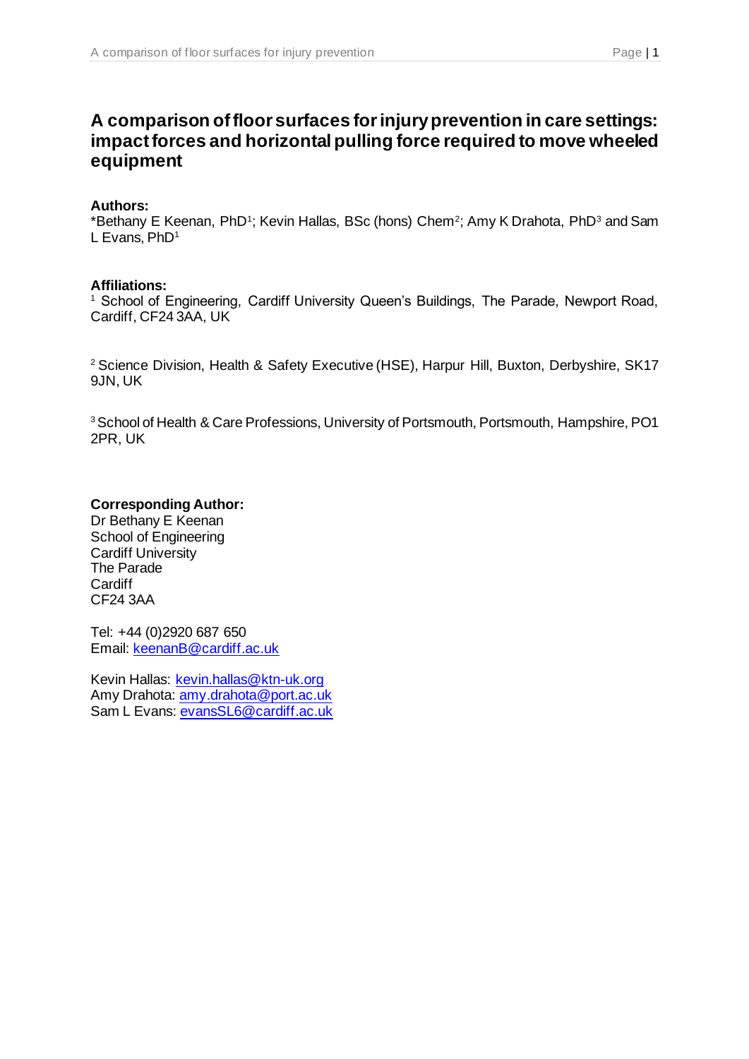# A comparison of floor surfaces for injury prevention in care settings: impact forces and horizontal pulling force required to move wheeled equipment

**Authors:**

*Bethany E Keenan, PhD[1]; Kevin Hallas, BSc (hons) Chem[2]; Amy K Drahota, PhD[3] and Sam L Evans, PhD[1]

**Affiliations:**

[1] School of Engineering, Cardiff University Queen's Buildings, The Parade, Newport Road, Cardiff, CF24 3AA, UK

[2] Science Division, Health & Safety Executive (HSE), Harpur Hill, Buxton, Derbyshire, SK17 9JN, UK

[3] School of Health & Care Professions, University of Portsmouth, Portsmouth, Hampshire, PO1 2PR, UK

**Corresponding Author:**

Dr Bethany E Keenan
School of Engineering
Cardiff University
The Parade
Cardiff
CF24 3AA

Tel: +44 (0)2920 687 650
Email: keenanB@cardiff.ac.uk

Kevin Hallas: kevin.hallas@ktn-uk.org
Amy Drahota: amy.drahota@port.ac.uk
Sam L Evans: evansSL6@cardiff.ac.uk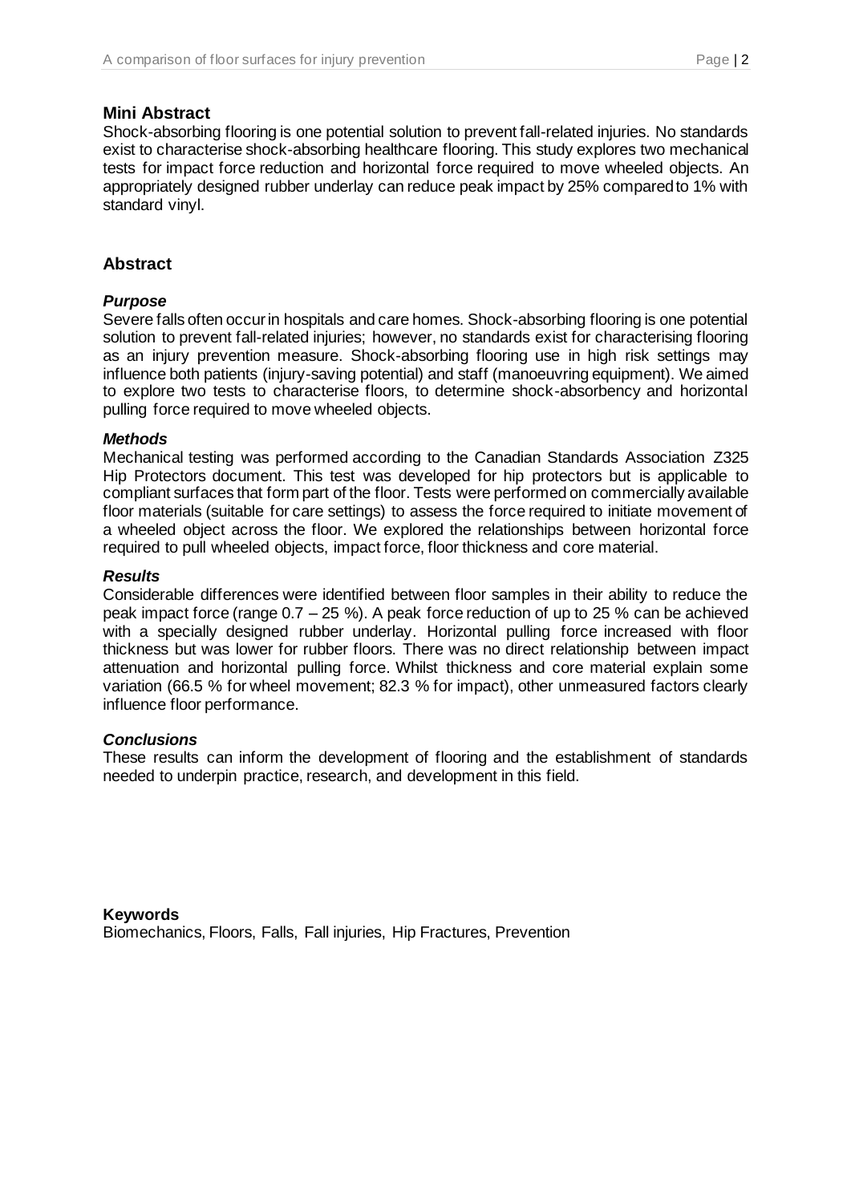## Mini Abstract

Shock-absorbing flooring is one potential solution to prevent fall-related injuries. No standards exist to characterise shock-absorbing healthcare flooring. This study explores two mechanical tests for impact force reduction and horizontal force required to move wheeled objects. An appropriately designed rubber underlay can reduce peak impact by 25% compared to 1% with standard vinyl.

## Abstract

### *Purpose*

Severe falls often occur in hospitals and care homes. Shock-absorbing flooring is one potential solution to prevent fall-related injuries; however, no standards exist for characterising flooring as an injury prevention measure. Shock-absorbing flooring use in high risk settings may influence both patients (injury-saving potential) and staff (manoeuvring equipment). We aimed to explore two tests to characterise floors, to determine shock-absorbency and horizontal pulling force required to move wheeled objects.

### *Methods*

Mechanical testing was performed according to the Canadian Standards Association Z325 Hip Protectors document. This test was developed for hip protectors but is applicable to compliant surfaces that form part of the floor. Tests were performed on commercially available floor materials (suitable for care settings) to assess the force required to initiate movement of a wheeled object across the floor. We explored the relationships between horizontal force required to pull wheeled objects, impact force, floor thickness and core material.

### *Results*

Considerable differences were identified between floor samples in their ability to reduce the peak impact force (range 0.7 – 25 %). A peak force reduction of up to 25 % can be achieved with a specially designed rubber underlay. Horizontal pulling force increased with floor thickness but was lower for rubber floors. There was no direct relationship between impact attenuation and horizontal pulling force. Whilst thickness and core material explain some variation (66.5 % for wheel movement; 82.3 % for impact), other unmeasured factors clearly influence floor performance.

### *Conclusions*

These results can inform the development of flooring and the establishment of standards needed to underpin practice, research, and development in this field.

**Keywords**

Biomechanics, Floors, Falls, Fall injuries, Hip Fractures, Prevention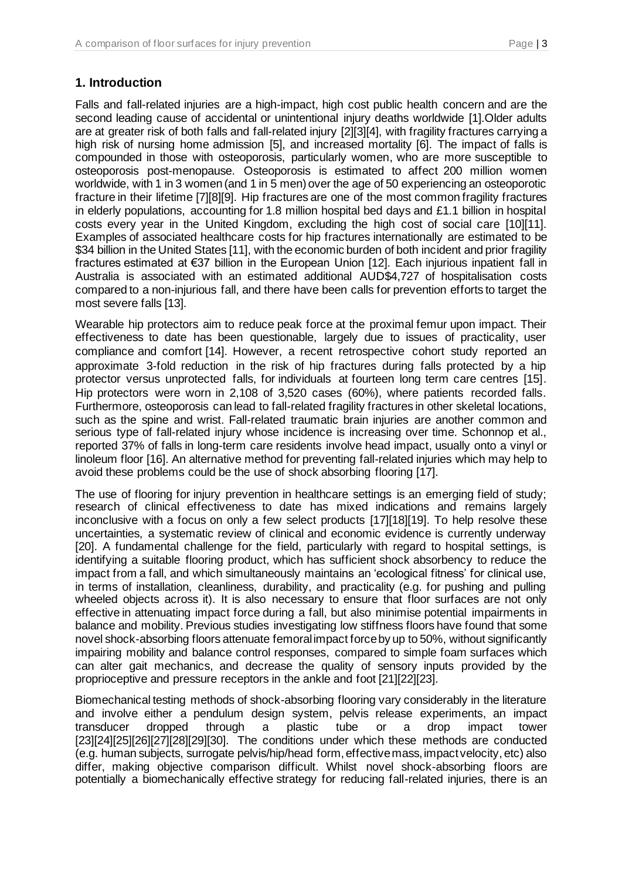## 1. Introduction

Falls and fall-related injuries are a high-impact, high cost public health concern and are the second leading cause of accidental or unintentional injury deaths worldwide [1].Older adults are at greater risk of both falls and fall-related injury [2][3][4], with fragility fractures carrying a high risk of nursing home admission [5], and increased mortality [6]. The impact of falls is compounded in those with osteoporosis, particularly women, who are more susceptible to osteoporosis post-menopause. Osteoporosis is estimated to affect 200 million women worldwide, with 1 in 3 women (and 1 in 5 men) over the age of 50 experiencing an osteoporotic fracture in their lifetime [7][8][9]. Hip fractures are one of the most common fragility fractures in elderly populations, accounting for 1.8 million hospital bed days and £1.1 billion in hospital costs every year in the United Kingdom, excluding the high cost of social care [10][11]. Examples of associated healthcare costs for hip fractures internationally are estimated to be $34 billion in the United States [11], with the economic burden of both incident and prior fragility fractures estimated at €37 billion in the European Union [12]. Each injurious inpatient fall in Australia is associated with an estimated additional AUD$4,727 of hospitalisation costs compared to a non-injurious fall, and there have been calls for prevention efforts to target the most severe falls [13].

Wearable hip protectors aim to reduce peak force at the proximal femur upon impact. Their effectiveness to date has been questionable, largely due to issues of practicality, user compliance and comfort [14]. However, a recent retrospective cohort study reported an approximate 3-fold reduction in the risk of hip fractures during falls protected by a hip protector versus unprotected falls, for individuals at fourteen long term care centres [15]. Hip protectors were worn in 2,108 of 3,520 cases (60%), where patients recorded falls. Furthermore, osteoporosis can lead to fall-related fragility fractures in other skeletal locations, such as the spine and wrist. Fall-related traumatic brain injuries are another common and serious type of fall-related injury whose incidence is increasing over time. Schonnop et al., reported 37% of falls in long-term care residents involve head impact, usually onto a vinyl or linoleum floor [16]. An alternative method for preventing fall-related injuries which may help to avoid these problems could be the use of shock absorbing flooring [17].

The use of flooring for injury prevention in healthcare settings is an emerging field of study; research of clinical effectiveness to date has mixed indications and remains largely inconclusive with a focus on only a few select products [17][18][19]. To help resolve these uncertainties, a systematic review of clinical and economic evidence is currently underway [20]. A fundamental challenge for the field, particularly with regard to hospital settings, is identifying a suitable flooring product, which has sufficient shock absorbency to reduce the impact from a fall, and which simultaneously maintains an 'ecological fitness' for clinical use, in terms of installation, cleanliness, durability, and practicality (e.g. for pushing and pulling wheeled objects across it). It is also necessary to ensure that floor surfaces are not only effective in attenuating impact force during a fall, but also minimise potential impairments in balance and mobility. Previous studies investigating low stiffness floors have found that some novel shock-absorbing floors attenuate femoral impact force by up to 50%, without significantly impairing mobility and balance control responses, compared to simple foam surfaces which can alter gait mechanics, and decrease the quality of sensory inputs provided by the proprioceptive and pressure receptors in the ankle and foot [21][22][23].

Biomechanical testing methods of shock-absorbing flooring vary considerably in the literature and involve either a pendulum design system, pelvis release experiments, an impact transducer dropped through a plastic tube or a drop impact tower [23][24][25][26][27][28][29][30]. The conditions under which these methods are conducted (e.g. human subjects, surrogate pelvis/hip/head form, effective mass, impact velocity, etc) also differ, making objective comparison difficult. Whilst novel shock-absorbing floors are potentially a biomechanically effective strategy for reducing fall-related injuries, there is an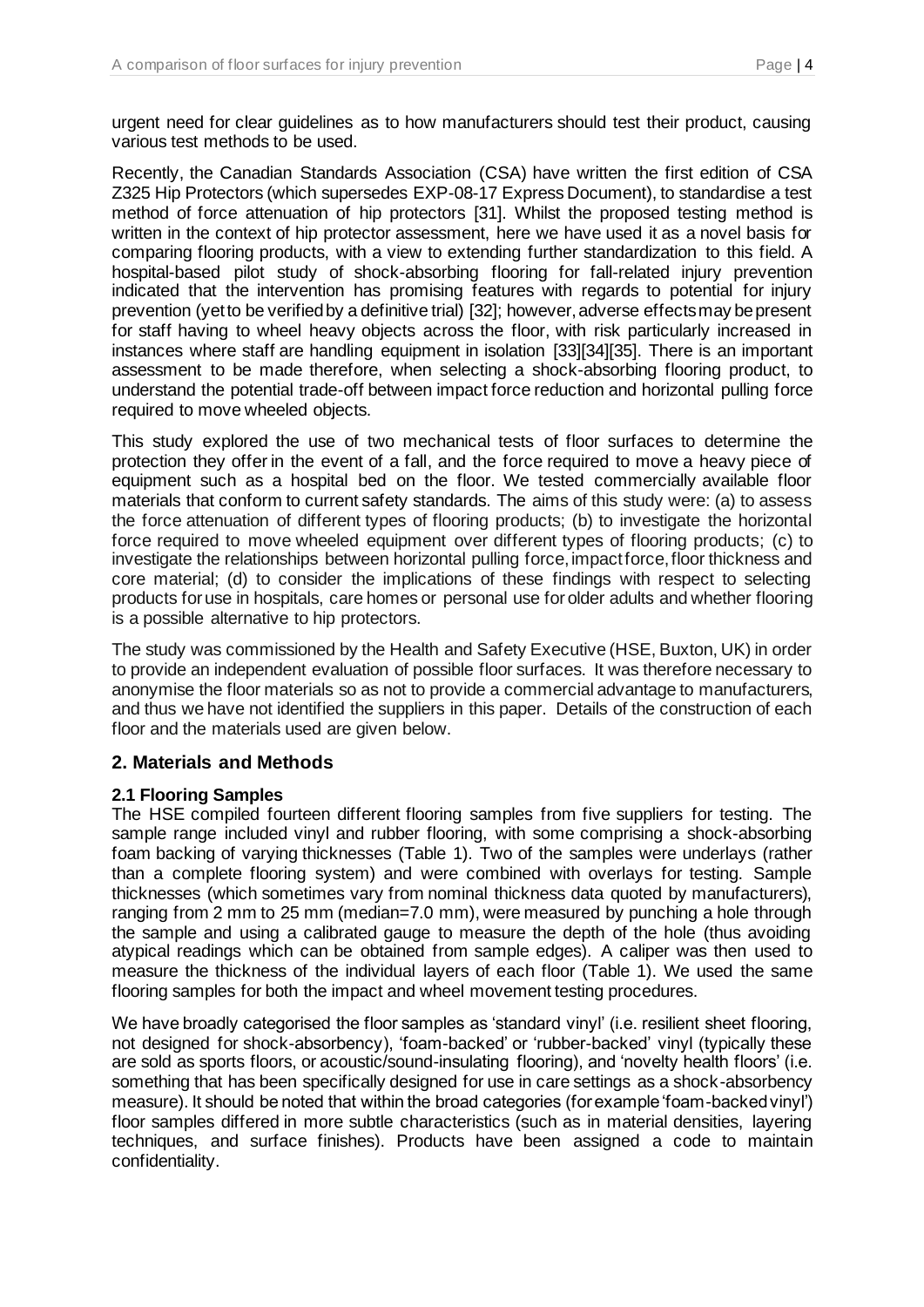urgent need for clear guidelines as to how manufacturers should test their product, causing various test methods to be used.

Recently, the Canadian Standards Association (CSA) have written the first edition of CSA Z325 Hip Protectors (which supersedes EXP-08-17 Express Document), to standardise a test method of force attenuation of hip protectors [31]. Whilst the proposed testing method is written in the context of hip protector assessment, here we have used it as a novel basis for comparing flooring products, with a view to extending further standardization to this field. A hospital-based pilot study of shock-absorbing flooring for fall-related injury prevention indicated that the intervention has promising features with regards to potential for injury prevention (yet to be verified by a definitive trial) [32]; however, adverse effects may be present for staff having to wheel heavy objects across the floor, with risk particularly increased in instances where staff are handling equipment in isolation [33][34][35]. There is an important assessment to be made therefore, when selecting a shock-absorbing flooring product, to understand the potential trade-off between impact force reduction and horizontal pulling force required to move wheeled objects.

This study explored the use of two mechanical tests of floor surfaces to determine the protection they offer in the event of a fall, and the force required to move a heavy piece of equipment such as a hospital bed on the floor. We tested commercially available floor materials that conform to current safety standards. The aims of this study were: (a) to assess the force attenuation of different types of flooring products; (b) to investigate the horizontal force required to move wheeled equipment over different types of flooring products; (c) to investigate the relationships between horizontal pulling force, impact force, floor thickness and core material; (d) to consider the implications of these findings with respect to selecting products for use in hospitals, care homes or personal use for older adults and whether flooring is a possible alternative to hip protectors.

The study was commissioned by the Health and Safety Executive (HSE, Buxton, UK) in order to provide an independent evaluation of possible floor surfaces. It was therefore necessary to anonymise the floor materials so as not to provide a commercial advantage to manufacturers, and thus we have not identified the suppliers in this paper. Details of the construction of each floor and the materials used are given below.

## 2. Materials and Methods

### 2.1 Flooring Samples

The HSE compiled fourteen different flooring samples from five suppliers for testing. The sample range included vinyl and rubber flooring, with some comprising a shock-absorbing foam backing of varying thicknesses (Table 1). Two of the samples were underlays (rather than a complete flooring system) and were combined with overlays for testing. Sample thicknesses (which sometimes vary from nominal thickness data quoted by manufacturers), ranging from 2 mm to 25 mm (median=7.0 mm), were measured by punching a hole through the sample and using a calibrated gauge to measure the depth of the hole (thus avoiding atypical readings which can be obtained from sample edges). A caliper was then used to measure the thickness of the individual layers of each floor (Table 1). We used the same flooring samples for both the impact and wheel movement testing procedures.

We have broadly categorised the floor samples as 'standard vinyl' (i.e. resilient sheet flooring, not designed for shock-absorbency), 'foam-backed' or 'rubber-backed' vinyl (typically these are sold as sports floors, or acoustic/sound-insulating flooring), and 'novelty health floors' (i.e. something that has been specifically designed for use in care settings as a shock-absorbency measure). It should be noted that within the broad categories (for example 'foam-backed vinyl') floor samples differed in more subtle characteristics (such as in material densities, layering techniques, and surface finishes). Products have been assigned a code to maintain confidentiality.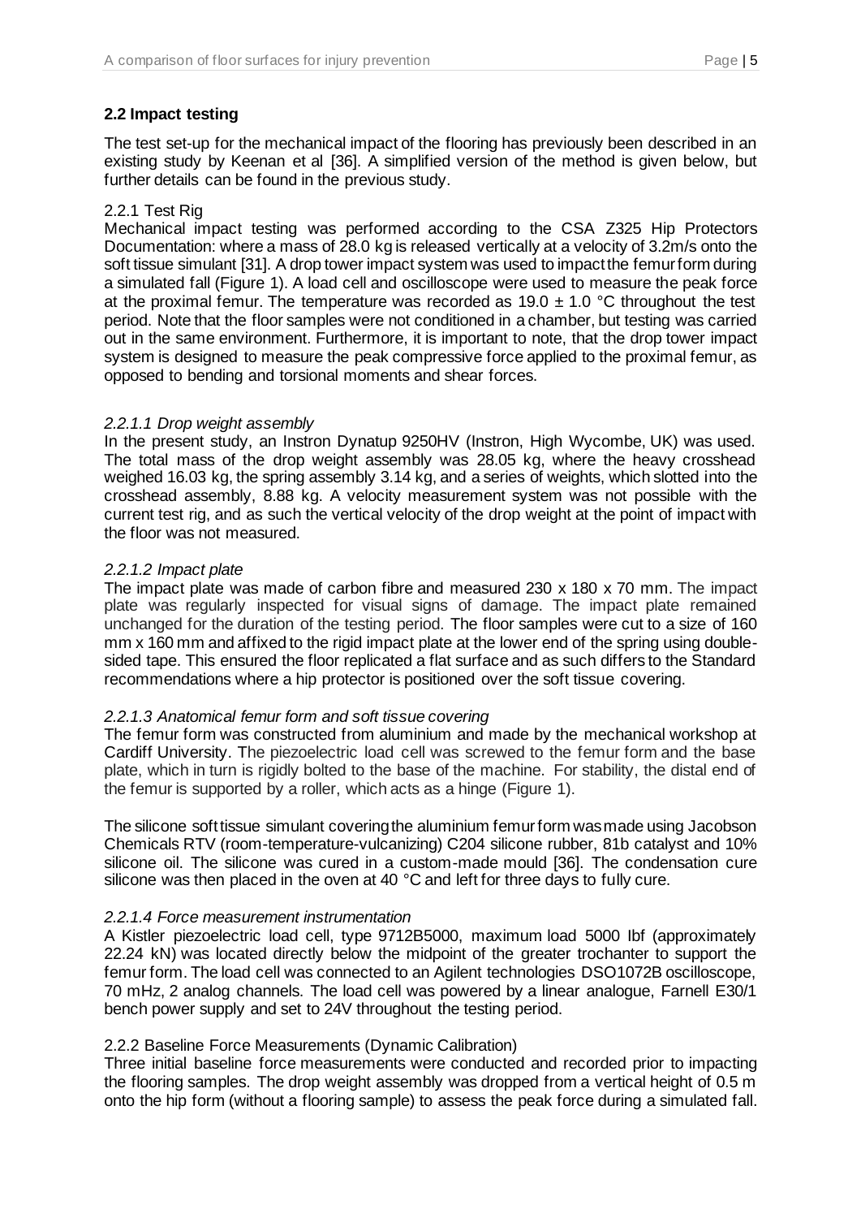## 2.2 Impact testing

The test set-up for the mechanical impact of the flooring has previously been described in an existing study by Keenan et al [36]. A simplified version of the method is given below, but further details can be found in the previous study.

### 2.2.1 Test Rig

Mechanical impact testing was performed according to the CSA Z325 Hip Protectors Documentation: where a mass of 28.0 kg is released vertically at a velocity of 3.2m/s onto the soft tissue simulant [31]. A drop tower impact system was used to impact the femur form during a simulated fall (Figure 1). A load cell and oscilloscope were used to measure the peak force at the proximal femur. The temperature was recorded as 19.0 ± 1.0 °C throughout the test period. Note that the floor samples were not conditioned in a chamber, but testing was carried out in the same environment. Furthermore, it is important to note, that the drop tower impact system is designed to measure the peak compressive force applied to the proximal femur, as opposed to bending and torsional moments and shear forces.

#### *2.2.1.1 Drop weight assembly*

In the present study, an Instron Dynatup 9250HV (Instron, High Wycombe, UK) was used. The total mass of the drop weight assembly was 28.05 kg, where the heavy crosshead weighed 16.03 kg, the spring assembly 3.14 kg, and a series of weights, which slotted into the crosshead assembly, 8.88 kg. A velocity measurement system was not possible with the current test rig, and as such the vertical velocity of the drop weight at the point of impact with the floor was not measured.

#### *2.2.1.2 Impact plate*

The impact plate was made of carbon fibre and measured 230 x 180 x 70 mm. The impact plate was regularly inspected for visual signs of damage. The impact plate remained unchanged for the duration of the testing period. The floor samples were cut to a size of 160 mm x 160 mm and affixed to the rigid impact plate at the lower end of the spring using double-sided tape. This ensured the floor replicated a flat surface and as such differs to the Standard recommendations where a hip protector is positioned over the soft tissue covering.

#### *2.2.1.3 Anatomical femur form and soft tissue covering*

The femur form was constructed from aluminium and made by the mechanical workshop at Cardiff University. The piezoelectric load cell was screwed to the femur form and the base plate, which in turn is rigidly bolted to the base of the machine. For stability, the distal end of the femur is supported by a roller, which acts as a hinge (Figure 1).

The silicone soft tissue simulant covering the aluminium femur form was made using Jacobson Chemicals RTV (room-temperature-vulcanizing) C204 silicone rubber, 81b catalyst and 10% silicone oil. The silicone was cured in a custom-made mould [36]. The condensation cure silicone was then placed in the oven at 40 °C and left for three days to fully cure.

#### *2.2.1.4 Force measurement instrumentation*

A Kistler piezoelectric load cell, type 9712B5000, maximum load 5000 Ibf (approximately 22.24 kN) was located directly below the midpoint of the greater trochanter to support the femur form. The load cell was connected to an Agilent technologies DSO1072B oscilloscope, 70 mHz, 2 analog channels. The load cell was powered by a linear analogue, Farnell E30/1 bench power supply and set to 24V throughout the testing period.

### 2.2.2 Baseline Force Measurements (Dynamic Calibration)

Three initial baseline force measurements were conducted and recorded prior to impacting the flooring samples. The drop weight assembly was dropped from a vertical height of 0.5 m onto the hip form (without a flooring sample) to assess the peak force during a simulated fall.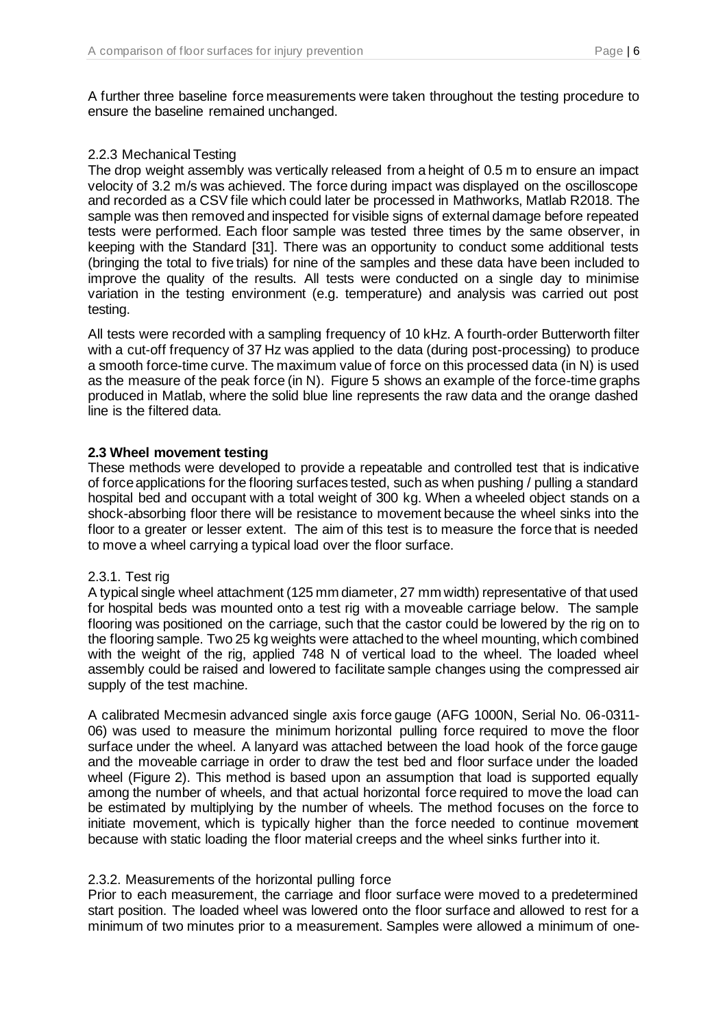A further three baseline force measurements were taken throughout the testing procedure to ensure the baseline remained unchanged.

2.2.3 Mechanical Testing

The drop weight assembly was vertically released from a height of 0.5 m to ensure an impact velocity of 3.2 m/s was achieved. The force during impact was displayed on the oscilloscope and recorded as a CSV file which could later be processed in Mathworks, Matlab R2018. The sample was then removed and inspected for visible signs of external damage before repeated tests were performed. Each floor sample was tested three times by the same observer, in keeping with the Standard [31]. There was an opportunity to conduct some additional tests (bringing the total to five trials) for nine of the samples and these data have been included to improve the quality of the results. All tests were conducted on a single day to minimise variation in the testing environment (e.g. temperature) and analysis was carried out post testing.

All tests were recorded with a sampling frequency of 10 kHz. A fourth-order Butterworth filter with a cut-off frequency of 37 Hz was applied to the data (during post-processing) to produce a smooth force-time curve. The maximum value of force on this processed data (in N) is used as the measure of the peak force (in N). Figure 5 shows an example of the force-time graphs produced in Matlab, where the solid blue line represents the raw data and the orange dashed line is the filtered data.

### 2.3 Wheel movement testing

These methods were developed to provide a repeatable and controlled test that is indicative of force applications for the flooring surfaces tested, such as when pushing / pulling a standard hospital bed and occupant with a total weight of 300 kg. When a wheeled object stands on a shock-absorbing floor there will be resistance to movement because the wheel sinks into the floor to a greater or lesser extent. The aim of this test is to measure the force that is needed to move a wheel carrying a typical load over the floor surface.

2.3.1. Test rig

A typical single wheel attachment (125 mm diameter, 27 mm width) representative of that used for hospital beds was mounted onto a test rig with a moveable carriage below. The sample flooring was positioned on the carriage, such that the castor could be lowered by the rig on to the flooring sample. Two 25 kg weights were attached to the wheel mounting, which combined with the weight of the rig, applied 748 N of vertical load to the wheel. The loaded wheel assembly could be raised and lowered to facilitate sample changes using the compressed air supply of the test machine.

A calibrated Mecmesin advanced single axis force gauge (AFG 1000N, Serial No. 06-0311-06) was used to measure the minimum horizontal pulling force required to move the floor surface under the wheel. A lanyard was attached between the load hook of the force gauge and the moveable carriage in order to draw the test bed and floor surface under the loaded wheel (Figure 2). This method is based upon an assumption that load is supported equally among the number of wheels, and that actual horizontal force required to move the load can be estimated by multiplying by the number of wheels. The method focuses on the force to initiate movement, which is typically higher than the force needed to continue movement because with static loading the floor material creeps and the wheel sinks further into it.

2.3.2. Measurements of the horizontal pulling force

Prior to each measurement, the carriage and floor surface were moved to a predetermined start position. The loaded wheel was lowered onto the floor surface and allowed to rest for a minimum of two minutes prior to a measurement. Samples were allowed a minimum of one-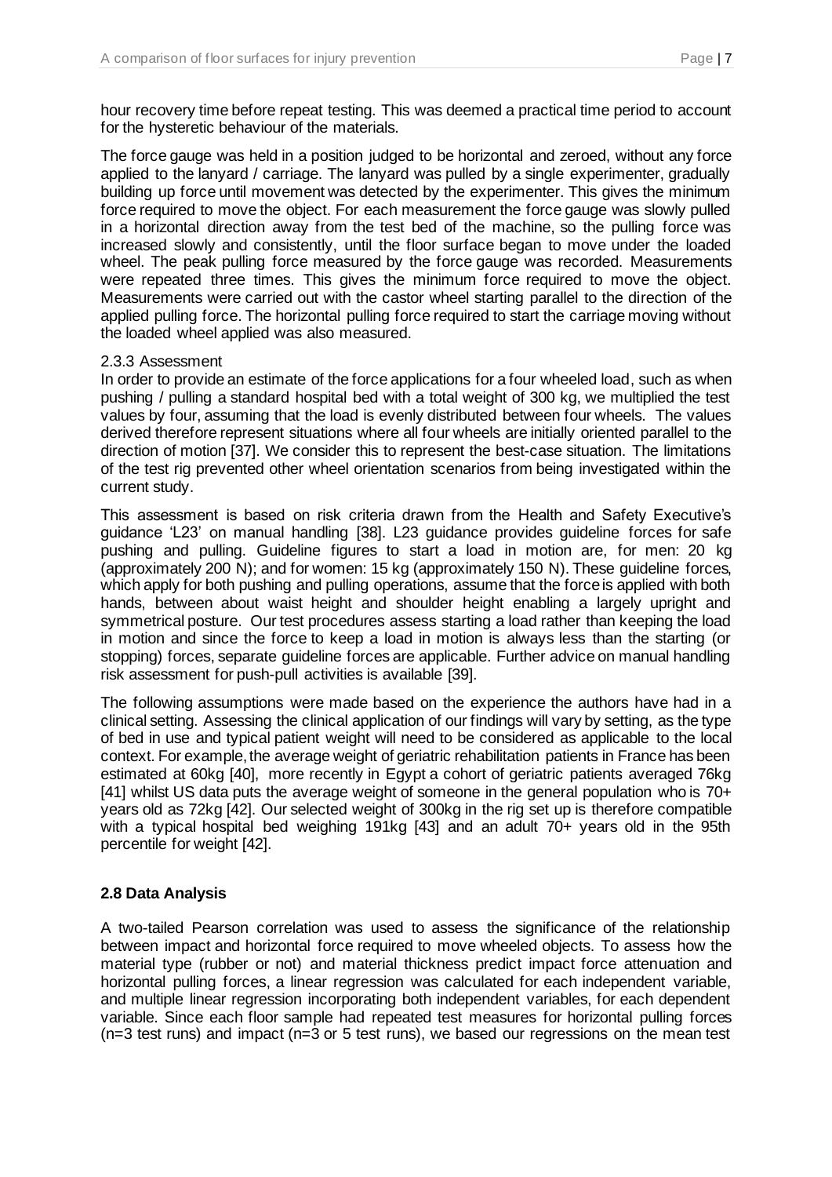hour recovery time before repeat testing. This was deemed a practical time period to account for the hysteretic behaviour of the materials.

The force gauge was held in a position judged to be horizontal and zeroed, without any force applied to the lanyard / carriage. The lanyard was pulled by a single experimenter, gradually building up force until movement was detected by the experimenter. This gives the minimum force required to move the object. For each measurement the force gauge was slowly pulled in a horizontal direction away from the test bed of the machine, so the pulling force was increased slowly and consistently, until the floor surface began to move under the loaded wheel. The peak pulling force measured by the force gauge was recorded. Measurements were repeated three times. This gives the minimum force required to move the object. Measurements were carried out with the castor wheel starting parallel to the direction of the applied pulling force. The horizontal pulling force required to start the carriage moving without the loaded wheel applied was also measured.

2.3.3 Assessment

In order to provide an estimate of the force applications for a four wheeled load, such as when pushing / pulling a standard hospital bed with a total weight of 300 kg, we multiplied the test values by four, assuming that the load is evenly distributed between four wheels. The values derived therefore represent situations where all four wheels are initially oriented parallel to the direction of motion [37]. We consider this to represent the best-case situation. The limitations of the test rig prevented other wheel orientation scenarios from being investigated within the current study.

This assessment is based on risk criteria drawn from the Health and Safety Executive's guidance 'L23' on manual handling [38]. L23 guidance provides guideline forces for safe pushing and pulling. Guideline figures to start a load in motion are, for men: 20 kg (approximately 200 N); and for women: 15 kg (approximately 150 N). These guideline forces, which apply for both pushing and pulling operations, assume that the force is applied with both hands, between about waist height and shoulder height enabling a largely upright and symmetrical posture. Our test procedures assess starting a load rather than keeping the load in motion and since the force to keep a load in motion is always less than the starting (or stopping) forces, separate guideline forces are applicable. Further advice on manual handling risk assessment for push-pull activities is available [39].

The following assumptions were made based on the experience the authors have had in a clinical setting. Assessing the clinical application of our findings will vary by setting, as the type of bed in use and typical patient weight will need to be considered as applicable to the local context. For example, the average weight of geriatric rehabilitation patients in France has been estimated at 60kg [40], more recently in Egypt a cohort of geriatric patients averaged 76kg [41] whilst US data puts the average weight of someone in the general population who is 70+ years old as 72kg [42]. Our selected weight of 300kg in the rig set up is therefore compatible with a typical hospital bed weighing 191kg [43] and an adult 70+ years old in the 95th percentile for weight [42].

## 2.8 Data Analysis

A two-tailed Pearson correlation was used to assess the significance of the relationship between impact and horizontal force required to move wheeled objects. To assess how the material type (rubber or not) and material thickness predict impact force attenuation and horizontal pulling forces, a linear regression was calculated for each independent variable, and multiple linear regression incorporating both independent variables, for each dependent variable. Since each floor sample had repeated test measures for horizontal pulling forces (n=3 test runs) and impact (n=3 or 5 test runs), we based our regressions on the mean test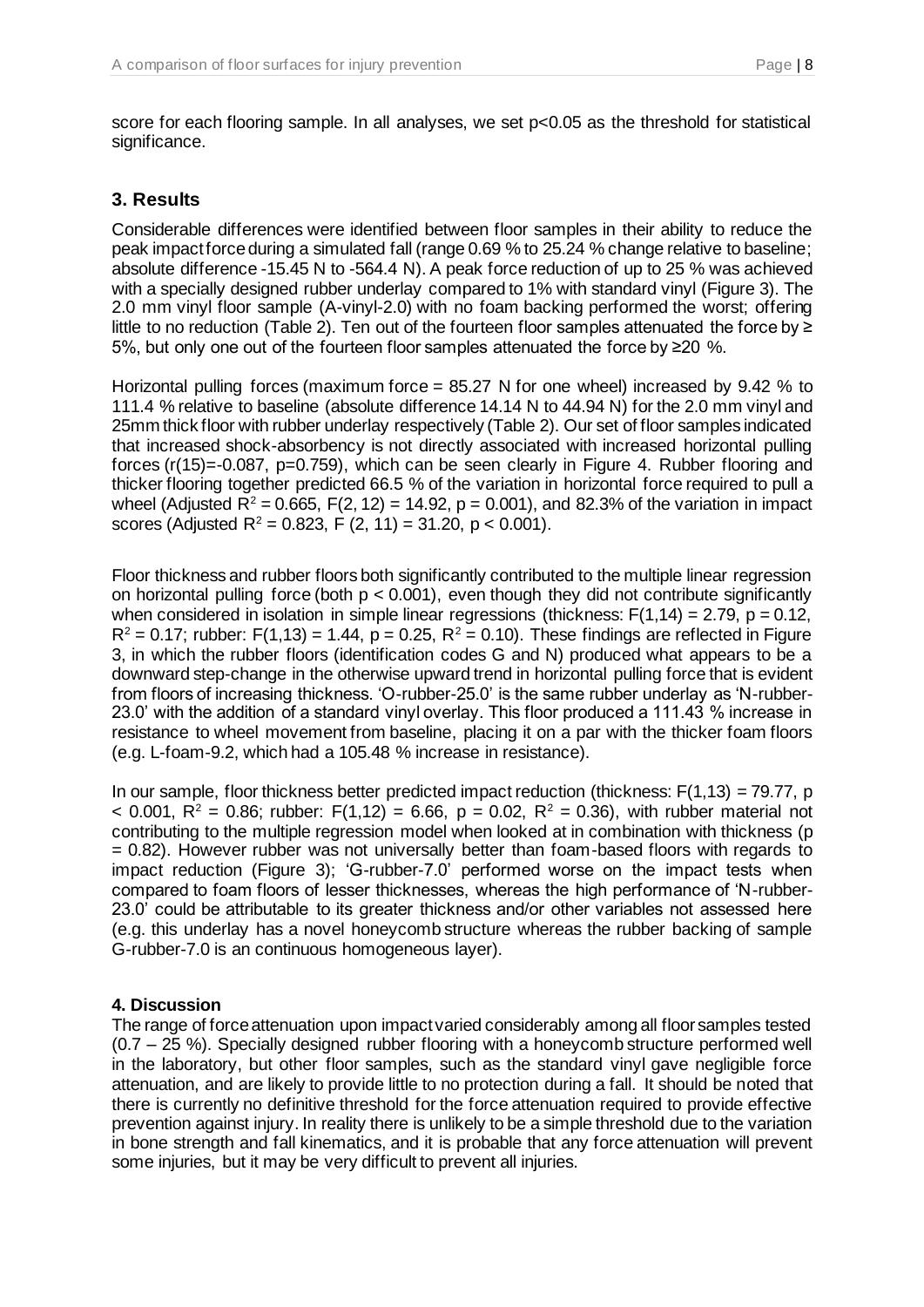score for each flooring sample. In all analyses, we set $p<0.05$ as the threshold for statistical significance.

## 3. Results

Considerable differences were identified between floor samples in their ability to reduce the peak impact force during a simulated fall (range 0.69 % to 25.24 % change relative to baseline; absolute difference -15.45 N to -564.4 N). A peak force reduction of up to 25 % was achieved with a specially designed rubber underlay compared to 1% with standard vinyl (Figure 3). The 2.0 mm vinyl floor sample (A-vinyl-2.0) with no foam backing performed the worst; offering little to no reduction (Table 2). Ten out of the fourteen floor samples attenuated the force by ≥ 5%, but only one out of the fourteen floor samples attenuated the force by ≥20 %.

Horizontal pulling forces (maximum force = 85.27 N for one wheel) increased by 9.42 % to 111.4 % relative to baseline (absolute difference 14.14 N to 44.94 N) for the 2.0 mm vinyl and 25mm thick floor with rubber underlay respectively (Table 2). Our set of floor samples indicated that increased shock-absorbency is not directly associated with increased horizontal pulling forces ($r(15)=-0.087$, $p=0.759$), which can be seen clearly in Figure 4. Rubber flooring and thicker flooring together predicted 66.5 % of the variation in horizontal force required to pull a wheel (Adjusted $R^2 = 0.665$, $F(2, 12) = 14.92$, $p = 0.001$), and 82.3% of the variation in impact scores (Adjusted $R^2 = 0.823$, $F(2, 11) = 31.20$, $p < 0.001$).

Floor thickness and rubber floors both significantly contributed to the multiple linear regression on horizontal pulling force (both $p < 0.001$), even though they did not contribute significantly when considered in isolation in simple linear regressions (thickness: $F(1,14) = 2.79$, $p = 0.12$, $R^2 = 0.17$; rubber: $F(1,13) = 1.44$, $p = 0.25$, $R^2 = 0.10$). These findings are reflected in Figure 3, in which the rubber floors (identification codes G and N) produced what appears to be a downward step-change in the otherwise upward trend in horizontal pulling force that is evident from floors of increasing thickness. 'O-rubber-25.0' is the same rubber underlay as 'N-rubber-23.0' with the addition of a standard vinyl overlay. This floor produced a 111.43 % increase in resistance to wheel movement from baseline, placing it on a par with the thicker foam floors (e.g. L-foam-9.2, which had a 105.48 % increase in resistance).

In our sample, floor thickness better predicted impact reduction (thickness: $F(1,13) = 79.77$, $p < 0.001$, $R^2 = 0.86$; rubber: $F(1,12) = 6.66$, $p = 0.02$, $R^2 = 0.36$), with rubber material not contributing to the multiple regression model when looked at in combination with thickness ($p = 0.82$). However rubber was not universally better than foam-based floors with regards to impact reduction (Figure 3); 'G-rubber-7.0' performed worse on the impact tests when compared to foam floors of lesser thicknesses, whereas the high performance of 'N-rubber-23.0' could be attributable to its greater thickness and/or other variables not assessed here (e.g. this underlay has a novel honeycomb structure whereas the rubber backing of sample G-rubber-7.0 is an continuous homogeneous layer).

### 4. Discussion

The range of force attenuation upon impact varied considerably among all floor samples tested (0.7 – 25 %). Specially designed rubber flooring with a honeycomb structure performed well in the laboratory, but other floor samples, such as the standard vinyl gave negligible force attenuation, and are likely to provide little to no protection during a fall. It should be noted that there is currently no definitive threshold for the force attenuation required to provide effective prevention against injury. In reality there is unlikely to be a simple threshold due to the variation in bone strength and fall kinematics, and it is probable that any force attenuation will prevent some injuries, but it may be very difficult to prevent all injuries.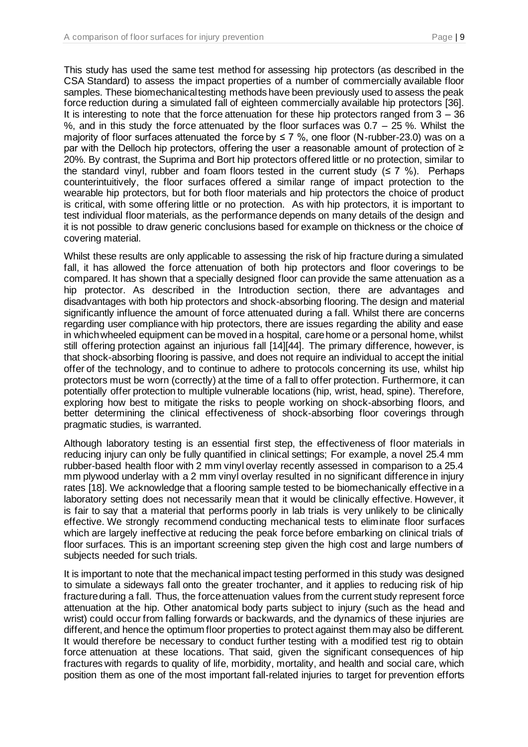This study has used the same test method for assessing hip protectors (as described in the CSA Standard) to assess the impact properties of a number of commercially available floor samples. These biomechanical testing methods have been previously used to assess the peak force reduction during a simulated fall of eighteen commercially available hip protectors [36]. It is interesting to note that the force attenuation for these hip protectors ranged from 3 – 36 %, and in this study the force attenuated by the floor surfaces was 0.7 – 25 %. Whilst the majority of floor surfaces attenuated the force by ≤ 7 %, one floor (N-rubber-23.0) was on a par with the Delloch hip protectors, offering the user a reasonable amount of protection of ≥ 20%. By contrast, the Suprima and Bort hip protectors offered little or no protection, similar to the standard vinyl, rubber and foam floors tested in the current study (≤ 7 %). Perhaps counterintuitively, the floor surfaces offered a similar range of impact protection to the wearable hip protectors, but for both floor materials and hip protectors the choice of product is critical, with some offering little or no protection. As with hip protectors, it is important to test individual floor materials, as the performance depends on many details of the design and it is not possible to draw generic conclusions based for example on thickness or the choice of covering material.

Whilst these results are only applicable to assessing the risk of hip fracture during a simulated fall, it has allowed the force attenuation of both hip protectors and floor coverings to be compared. It has shown that a specially designed floor can provide the same attenuation as a hip protector. As described in the Introduction section, there are advantages and disadvantages with both hip protectors and shock-absorbing flooring. The design and material significantly influence the amount of force attenuated during a fall. Whilst there are concerns regarding user compliance with hip protectors, there are issues regarding the ability and ease in which wheeled equipment can be moved in a hospital, care home or a personal home, whilst still offering protection against an injurious fall [14][44]. The primary difference, however, is that shock-absorbing flooring is passive, and does not require an individual to accept the initial offer of the technology, and to continue to adhere to protocols concerning its use, whilst hip protectors must be worn (correctly) at the time of a fall to offer protection. Furthermore, it can potentially offer protection to multiple vulnerable locations (hip, wrist, head, spine). Therefore, exploring how best to mitigate the risks to people working on shock-absorbing floors, and better determining the clinical effectiveness of shock-absorbing floor coverings through pragmatic studies, is warranted.

Although laboratory testing is an essential first step, the effectiveness of floor materials in reducing injury can only be fully quantified in clinical settings; For example, a novel 25.4 mm rubber-based health floor with 2 mm vinyl overlay recently assessed in comparison to a 25.4 mm plywood underlay with a 2 mm vinyl overlay resulted in no significant difference in injury rates [18]. We acknowledge that a flooring sample tested to be biomechanically effective in a laboratory setting does not necessarily mean that it would be clinically effective. However, it is fair to say that a material that performs poorly in lab trials is very unlikely to be clinically effective. We strongly recommend conducting mechanical tests to eliminate floor surfaces which are largely ineffective at reducing the peak force before embarking on clinical trials of floor surfaces. This is an important screening step given the high cost and large numbers of subjects needed for such trials.

It is important to note that the mechanical impact testing performed in this study was designed to simulate a sideways fall onto the greater trochanter, and it applies to reducing risk of hip fracture during a fall. Thus, the force attenuation values from the current study represent force attenuation at the hip. Other anatomical body parts subject to injury (such as the head and wrist) could occur from falling forwards or backwards, and the dynamics of these injuries are different, and hence the optimum floor properties to protect against them may also be different. It would therefore be necessary to conduct further testing with a modified test rig to obtain force attenuation at these locations. That said, given the significant consequences of hip fractures with regards to quality of life, morbidity, mortality, and health and social care, which position them as one of the most important fall-related injuries to target for prevention efforts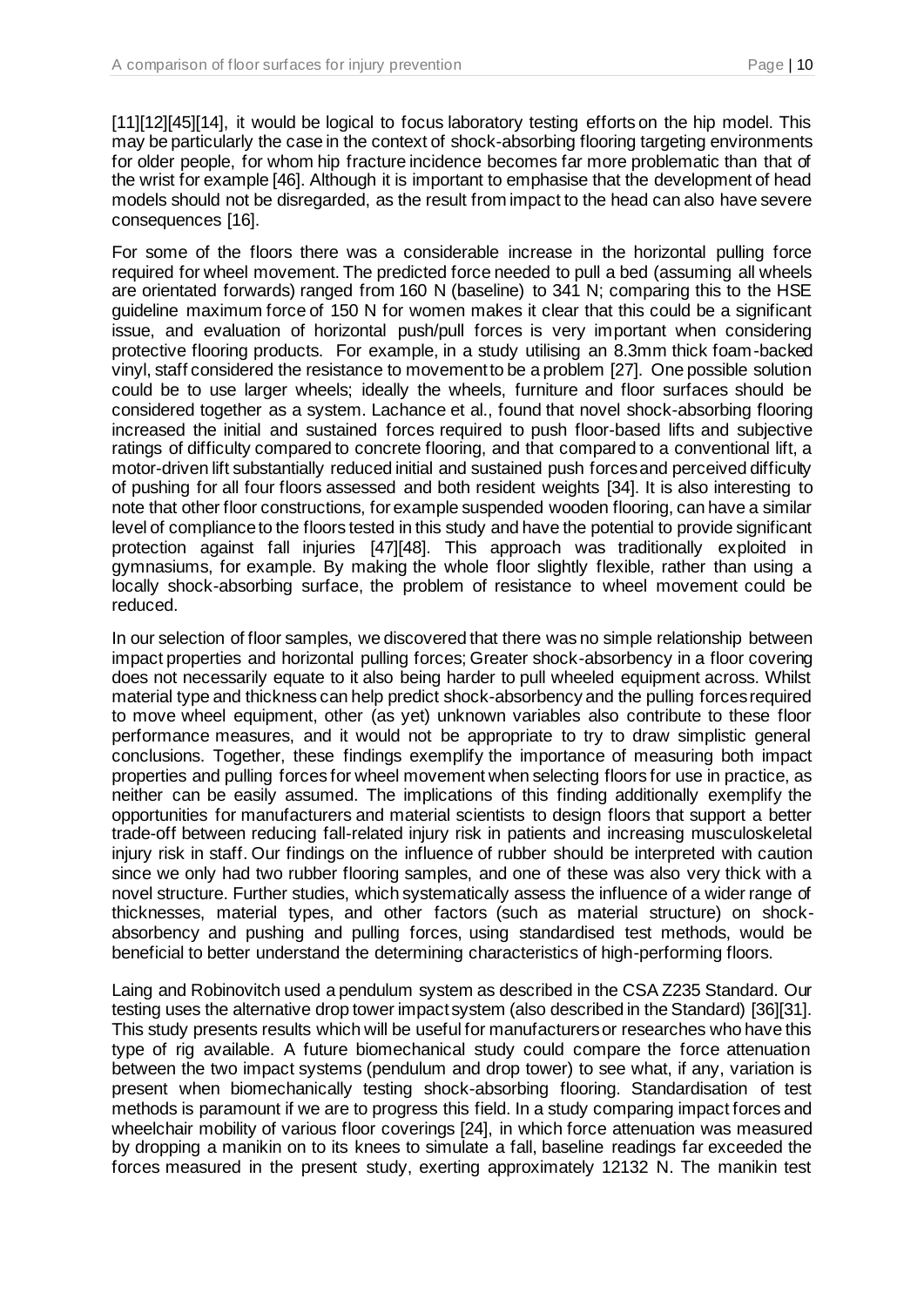[11][12][45][14], it would be logical to focus laboratory testing efforts on the hip model. This may be particularly the case in the context of shock-absorbing flooring targeting environments for older people, for whom hip fracture incidence becomes far more problematic than that of the wrist for example [46]. Although it is important to emphasise that the development of head models should not be disregarded, as the result from impact to the head can also have severe consequences [16].

For some of the floors there was a considerable increase in the horizontal pulling force required for wheel movement. The predicted force needed to pull a bed (assuming all wheels are orientated forwards) ranged from 160 N (baseline) to 341 N; comparing this to the HSE guideline maximum force of 150 N for women makes it clear that this could be a significant issue, and evaluation of horizontal push/pull forces is very important when considering protective flooring products. For example, in a study utilising an 8.3mm thick foam-backed vinyl, staff considered the resistance to movement to be a problem [27]. One possible solution could be to use larger wheels; ideally the wheels, furniture and floor surfaces should be considered together as a system. Lachance et al., found that novel shock-absorbing flooring increased the initial and sustained forces required to push floor-based lifts and subjective ratings of difficulty compared to concrete flooring, and that compared to a conventional lift, a motor-driven lift substantially reduced initial and sustained push forces and perceived difficulty of pushing for all four floors assessed and both resident weights [34]. It is also interesting to note that other floor constructions, for example suspended wooden flooring, can have a similar level of compliance to the floors tested in this study and have the potential to provide significant protection against fall injuries [47][48]. This approach was traditionally exploited in gymnasiums, for example. By making the whole floor slightly flexible, rather than using a locally shock-absorbing surface, the problem of resistance to wheel movement could be reduced.

In our selection of floor samples, we discovered that there was no simple relationship between impact properties and horizontal pulling forces; Greater shock-absorbency in a floor covering does not necessarily equate to it also being harder to pull wheeled equipment across. Whilst material type and thickness can help predict shock-absorbency and the pulling forces required to move wheel equipment, other (as yet) unknown variables also contribute to these floor performance measures, and it would not be appropriate to try to draw simplistic general conclusions. Together, these findings exemplify the importance of measuring both impact properties and pulling forces for wheel movement when selecting floors for use in practice, as neither can be easily assumed. The implications of this finding additionally exemplify the opportunities for manufacturers and material scientists to design floors that support a better trade-off between reducing fall-related injury risk in patients and increasing musculoskeletal injury risk in staff. Our findings on the influence of rubber should be interpreted with caution since we only had two rubber flooring samples, and one of these was also very thick with a novel structure. Further studies, which systematically assess the influence of a wider range of thicknesses, material types, and other factors (such as material structure) on shock-absorbency and pushing and pulling forces, using standardised test methods, would be beneficial to better understand the determining characteristics of high-performing floors.

Laing and Robinovitch used a pendulum system as described in the CSA Z235 Standard. Our testing uses the alternative drop tower impact system (also described in the Standard) [36][31]. This study presents results which will be useful for manufacturers or researches who have this type of rig available. A future biomechanical study could compare the force attenuation between the two impact systems (pendulum and drop tower) to see what, if any, variation is present when biomechanically testing shock-absorbing flooring. Standardisation of test methods is paramount if we are to progress this field. In a study comparing impact forces and wheelchair mobility of various floor coverings [24], in which force attenuation was measured by dropping a manikin on to its knees to simulate a fall, baseline readings far exceeded the forces measured in the present study, exerting approximately 12132 N. The manikin test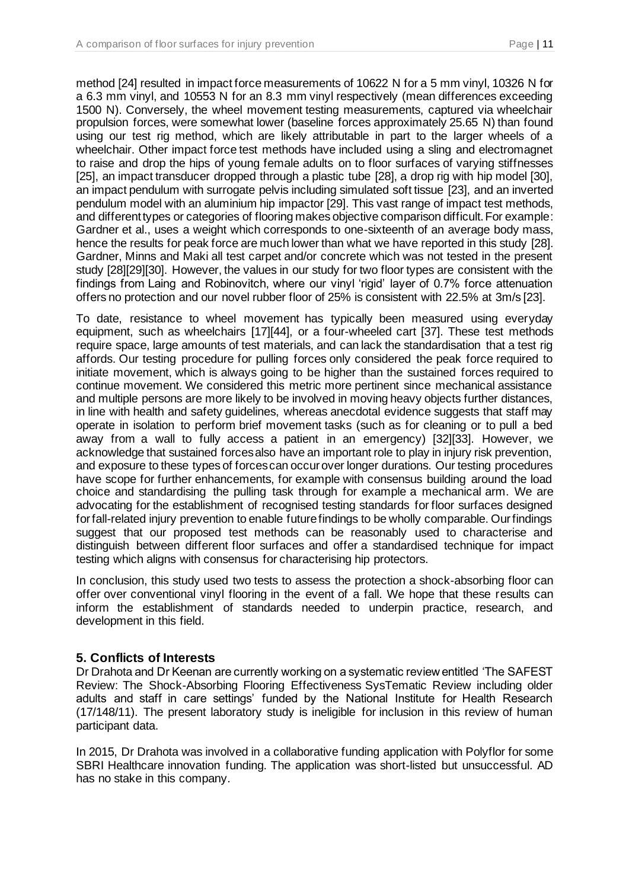method [24] resulted in impact force measurements of 10622 N for a 5 mm vinyl, 10326 N for a 6.3 mm vinyl, and 10553 N for an 8.3 mm vinyl respectively (mean differences exceeding 1500 N). Conversely, the wheel movement testing measurements, captured via wheelchair propulsion forces, were somewhat lower (baseline forces approximately 25.65 N) than found using our test rig method, which are likely attributable in part to the larger wheels of a wheelchair. Other impact force test methods have included using a sling and electromagnet to raise and drop the hips of young female adults on to floor surfaces of varying stiffnesses [25], an impact transducer dropped through a plastic tube [28], a drop rig with hip model [30], an impact pendulum with surrogate pelvis including simulated soft tissue [23], and an inverted pendulum model with an aluminium hip impactor [29]. This vast range of impact test methods, and different types or categories of flooring makes objective comparison difficult. For example: Gardner et al., uses a weight which corresponds to one-sixteenth of an average body mass, hence the results for peak force are much lower than what we have reported in this study [28]. Gardner, Minns and Maki all test carpet and/or concrete which was not tested in the present study [28][29][30]. However, the values in our study for two floor types are consistent with the findings from Laing and Robinovitch, where our vinyl 'rigid' layer of 0.7% force attenuation offers no protection and our novel rubber floor of 25% is consistent with 22.5% at 3m/s [23].

To date, resistance to wheel movement has typically been measured using everyday equipment, such as wheelchairs [17][44], or a four-wheeled cart [37]. These test methods require space, large amounts of test materials, and can lack the standardisation that a test rig affords. Our testing procedure for pulling forces only considered the peak force required to initiate movement, which is always going to be higher than the sustained forces required to continue movement. We considered this metric more pertinent since mechanical assistance and multiple persons are more likely to be involved in moving heavy objects further distances, in line with health and safety guidelines, whereas anecdotal evidence suggests that staff may operate in isolation to perform brief movement tasks (such as for cleaning or to pull a bed away from a wall to fully access a patient in an emergency) [32][33]. However, we acknowledge that sustained forces also have an important role to play in injury risk prevention, and exposure to these types of forces can occur over longer durations. Our testing procedures have scope for further enhancements, for example with consensus building around the load choice and standardising the pulling task through for example a mechanical arm. We are advocating for the establishment of recognised testing standards for floor surfaces designed for fall-related injury prevention to enable future findings to be wholly comparable. Our findings suggest that our proposed test methods can be reasonably used to characterise and distinguish between different floor surfaces and offer a standardised technique for impact testing which aligns with consensus for characterising hip protectors.

In conclusion, this study used two tests to assess the protection a shock-absorbing floor can offer over conventional vinyl flooring in the event of a fall. We hope that these results can inform the establishment of standards needed to underpin practice, research, and development in this field.

## 5. Conflicts of Interests

Dr Drahota and Dr Keenan are currently working on a systematic review entitled 'The SAFEST Review: The Shock-Absorbing Flooring Effectiveness SysTematic Review including older adults and staff in care settings' funded by the National Institute for Health Research (17/148/11). The present laboratory study is ineligible for inclusion in this review of human participant data.

In 2015, Dr Drahota was involved in a collaborative funding application with Polyflor for some SBRI Healthcare innovation funding. The application was short-listed but unsuccessful. AD has no stake in this company.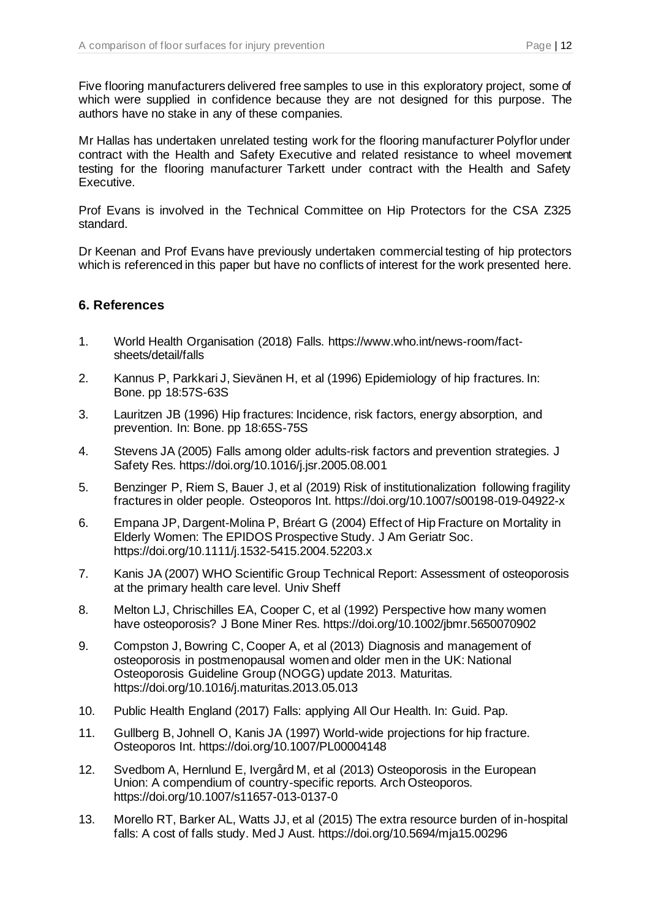Five flooring manufacturers delivered free samples to use in this exploratory project, some of which were supplied in confidence because they are not designed for this purpose. The authors have no stake in any of these companies.

Mr Hallas has undertaken unrelated testing work for the flooring manufacturer Polyflor under contract with the Health and Safety Executive and related resistance to wheel movement testing for the flooring manufacturer Tarkett under contract with the Health and Safety Executive.

Prof Evans is involved in the Technical Committee on Hip Protectors for the CSA Z325 standard.

Dr Keenan and Prof Evans have previously undertaken commercial testing of hip protectors which is referenced in this paper but have no conflicts of interest for the work presented here.

## 6. References

1. World Health Organisation (2018) Falls. https://www.who.int/news-room/fact-sheets/detail/falls
2. Kannus P, Parkkari J, Sievänen H, et al (1996) Epidemiology of hip fractures. In: Bone. pp 18:57S-63S
3. Lauritzen JB (1996) Hip fractures: Incidence, risk factors, energy absorption, and prevention. In: Bone. pp 18:65S-75S
4. Stevens JA (2005) Falls among older adults-risk factors and prevention strategies. J Safety Res. https://doi.org/10.1016/j.jsr.2005.08.001
5. Benzinger P, Riem S, Bauer J, et al (2019) Risk of institutionalization following fragility fractures in older people. Osteoporos Int. https://doi.org/10.1007/s00198-019-04922-x
6. Empana JP, Dargent-Molina P, Bréart G (2004) Effect of Hip Fracture on Mortality in Elderly Women: The EPIDOS Prospective Study. J Am Geriatr Soc. https://doi.org/10.1111/j.1532-5415.2004.52203.x
7. Kanis JA (2007) WHO Scientific Group Technical Report: Assessment of osteoporosis at the primary health care level. Univ Sheff
8. Melton LJ, Chrischilles EA, Cooper C, et al (1992) Perspective how many women have osteoporosis? J Bone Miner Res. https://doi.org/10.1002/jbmr.5650070902
9. Compston J, Bowring C, Cooper A, et al (2013) Diagnosis and management of osteoporosis in postmenopausal women and older men in the UK: National Osteoporosis Guideline Group (NOGG) update 2013. Maturitas. https://doi.org/10.1016/j.maturitas.2013.05.013
10. Public Health England (2017) Falls: applying All Our Health. In: Guid. Pap.
11. Gullberg B, Johnell O, Kanis JA (1997) World-wide projections for hip fracture. Osteoporos Int. https://doi.org/10.1007/PL00004148
12. Svedbom A, Hernlund E, Ivergård M, et al (2013) Osteoporosis in the European Union: A compendium of country-specific reports. Arch Osteoporos. https://doi.org/10.1007/s11657-013-0137-0
13. Morello RT, Barker AL, Watts JJ, et al (2015) The extra resource burden of in-hospital falls: A cost of falls study. Med J Aust. https://doi.org/10.5694/mja15.00296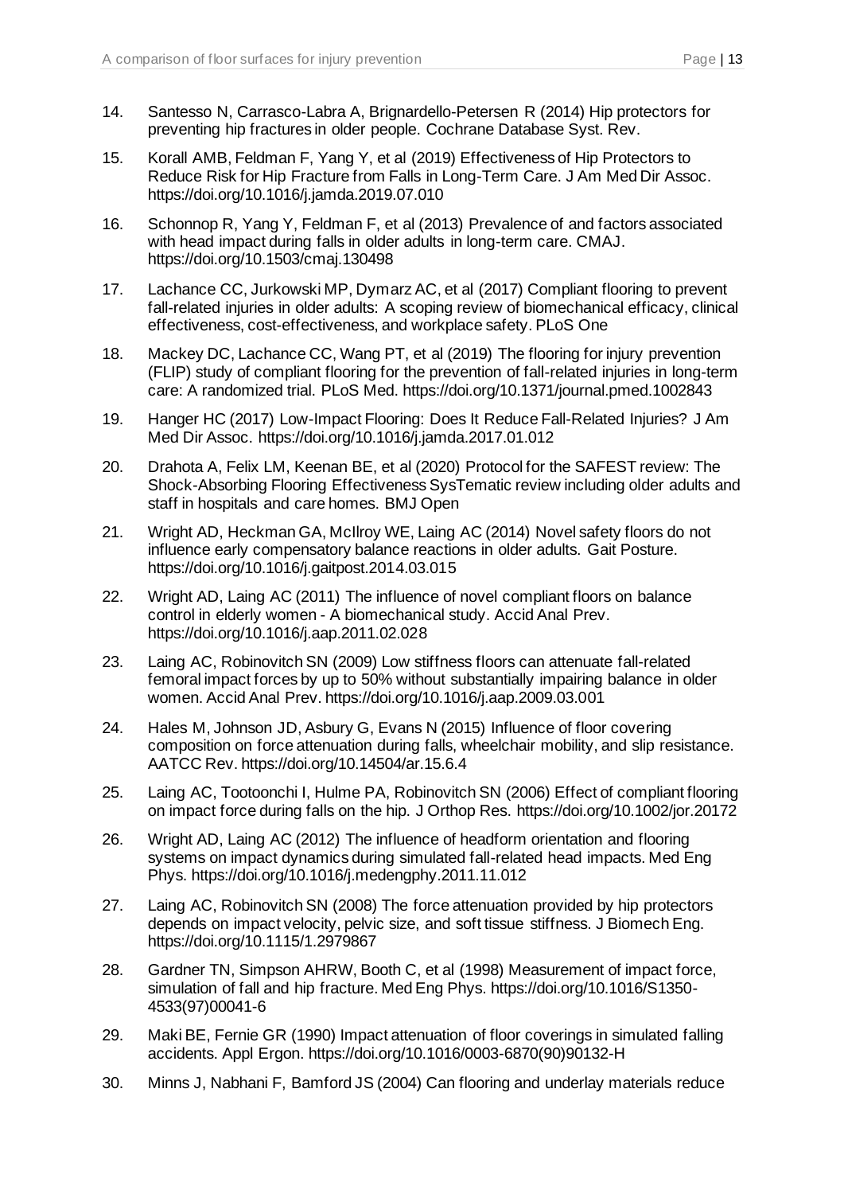14. Santesso N, Carrasco-Labra A, Brignardello-Petersen R (2014) Hip protectors for preventing hip fractures in older people. Cochrane Database Syst. Rev.

15. Korall AMB, Feldman F, Yang Y, et al (2019) Effectiveness of Hip Protectors to Reduce Risk for Hip Fracture from Falls in Long-Term Care. J Am Med Dir Assoc. https://doi.org/10.1016/j.jamda.2019.07.010

16. Schonnop R, Yang Y, Feldman F, et al (2013) Prevalence of and factors associated with head impact during falls in older adults in long-term care. CMAJ. https://doi.org/10.1503/cmaj.130498

17. Lachance CC, Jurkowski MP, Dymarz AC, et al (2017) Compliant flooring to prevent fall-related injuries in older adults: A scoping review of biomechanical efficacy, clinical effectiveness, cost-effectiveness, and workplace safety. PLoS One

18. Mackey DC, Lachance CC, Wang PT, et al (2019) The flooring for injury prevention (FLIP) study of compliant flooring for the prevention of fall-related injuries in long-term care: A randomized trial. PLoS Med. https://doi.org/10.1371/journal.pmed.1002843

19. Hanger HC (2017) Low-Impact Flooring: Does It Reduce Fall-Related Injuries? J Am Med Dir Assoc. https://doi.org/10.1016/j.jamda.2017.01.012

20. Drahota A, Felix LM, Keenan BE, et al (2020) Protocol for the SAFEST review: The Shock-Absorbing Flooring Effectiveness SysTematic review including older adults and staff in hospitals and care homes. BMJ Open

21. Wright AD, Heckman GA, McIlroy WE, Laing AC (2014) Novel safety floors do not influence early compensatory balance reactions in older adults. Gait Posture. https://doi.org/10.1016/j.gaitpost.2014.03.015

22. Wright AD, Laing AC (2011) The influence of novel compliant floors on balance control in elderly women - A biomechanical study. Accid Anal Prev. https://doi.org/10.1016/j.aap.2011.02.028

23. Laing AC, Robinovitch SN (2009) Low stiffness floors can attenuate fall-related femoral impact forces by up to 50% without substantially impairing balance in older women. Accid Anal Prev. https://doi.org/10.1016/j.aap.2009.03.001

24. Hales M, Johnson JD, Asbury G, Evans N (2015) Influence of floor covering composition on force attenuation during falls, wheelchair mobility, and slip resistance. AATCC Rev. https://doi.org/10.14504/ar.15.6.4

25. Laing AC, Tootoonchi I, Hulme PA, Robinovitch SN (2006) Effect of compliant flooring on impact force during falls on the hip. J Orthop Res. https://doi.org/10.1002/jor.20172

26. Wright AD, Laing AC (2012) The influence of headform orientation and flooring systems on impact dynamics during simulated fall-related head impacts. Med Eng Phys. https://doi.org/10.1016/j.medengphy.2011.11.012

27. Laing AC, Robinovitch SN (2008) The force attenuation provided by hip protectors depends on impact velocity, pelvic size, and soft tissue stiffness. J Biomech Eng. https://doi.org/10.1115/1.2979867

28. Gardner TN, Simpson AHRW, Booth C, et al (1998) Measurement of impact force, simulation of fall and hip fracture. Med Eng Phys. https://doi.org/10.1016/S1350-4533(97)00041-6

29. Maki BE, Fernie GR (1990) Impact attenuation of floor coverings in simulated falling accidents. Appl Ergon. https://doi.org/10.1016/0003-6870(90)90132-H

30. Minns J, Nabhani F, Bamford JS (2004) Can flooring and underlay materials reduce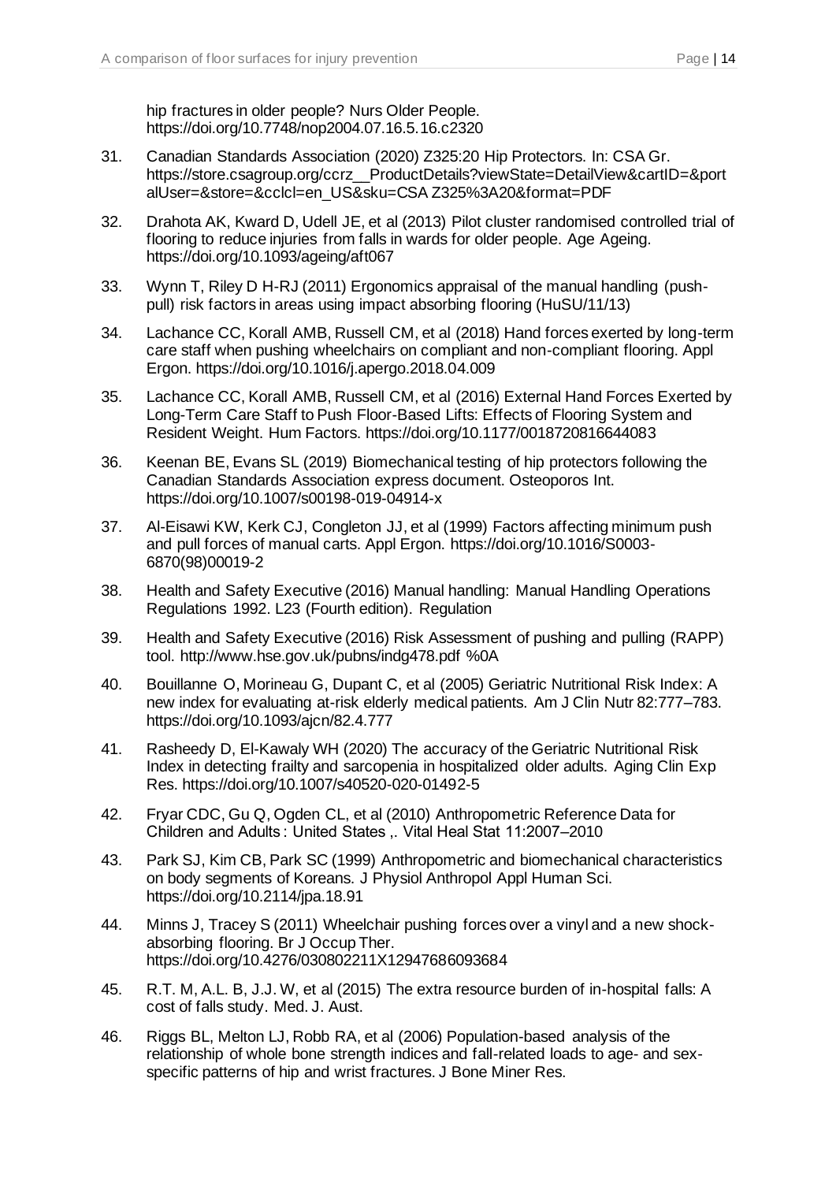hip fractures in older people? Nurs Older People. https://doi.org/10.7748/nop2004.07.16.5.16.c2320

31. Canadian Standards Association (2020) Z325:20 Hip Protectors. In: CSA Gr. https://store.csagroup.org/ccrz__ProductDetails?viewState=DetailView&cartID=&portalUser=&store=&cclcl=en_US&sku=CSA Z325%3A20&format=PDF
32. Drahota AK, Kward D, Udell JE, et al (2013) Pilot cluster randomised controlled trial of flooring to reduce injuries from falls in wards for older people. Age Ageing. https://doi.org/10.1093/ageing/aft067
33. Wynn T, Riley D H-RJ (2011) Ergonomics appraisal of the manual handling (push-pull) risk factors in areas using impact absorbing flooring (HuSU/11/13)
34. Lachance CC, Korall AMB, Russell CM, et al (2018) Hand forces exerted by long-term care staff when pushing wheelchairs on compliant and non-compliant flooring. Appl Ergon. https://doi.org/10.1016/j.apergo.2018.04.009
35. Lachance CC, Korall AMB, Russell CM, et al (2016) External Hand Forces Exerted by Long-Term Care Staff to Push Floor-Based Lifts: Effects of Flooring System and Resident Weight. Hum Factors. https://doi.org/10.1177/0018720816644083
36. Keenan BE, Evans SL (2019) Biomechanical testing of hip protectors following the Canadian Standards Association express document. Osteoporos Int. https://doi.org/10.1007/s00198-019-04914-x
37. Al-Eisawi KW, Kerk CJ, Congleton JJ, et al (1999) Factors affecting minimum push and pull forces of manual carts. Appl Ergon. https://doi.org/10.1016/S0003-6870(98)00019-2
38. Health and Safety Executive (2016) Manual handling: Manual Handling Operations Regulations 1992. L23 (Fourth edition). Regulation
39. Health and Safety Executive (2016) Risk Assessment of pushing and pulling (RAPP) tool. http://www.hse.gov.uk/pubns/indg478.pdf %0A
40. Bouillanne O, Morineau G, Dupant C, et al (2005) Geriatric Nutritional Risk Index: A new index for evaluating at-risk elderly medical patients. Am J Clin Nutr 82:777–783. https://doi.org/10.1093/ajcn/82.4.777
41. Rasheedy D, El-Kawaly WH (2020) The accuracy of the Geriatric Nutritional Risk Index in detecting frailty and sarcopenia in hospitalized older adults. Aging Clin Exp Res. https://doi.org/10.1007/s40520-020-01492-5
42. Fryar CDC, Gu Q, Ogden CL, et al (2010) Anthropometric Reference Data for Children and Adults : United States ,. Vital Heal Stat 11:2007–2010
43. Park SJ, Kim CB, Park SC (1999) Anthropometric and biomechanical characteristics on body segments of Koreans. J Physiol Anthropol Appl Human Sci. https://doi.org/10.2114/jpa.18.91
44. Minns J, Tracey S (2011) Wheelchair pushing forces over a vinyl and a new shock-absorbing flooring. Br J Occup Ther. https://doi.org/10.4276/030802211X12947686093684
45. R.T. M, A.L. B, J.J. W, et al (2015) The extra resource burden of in-hospital falls: A cost of falls study. Med. J. Aust.
46. Riggs BL, Melton LJ, Robb RA, et al (2006) Population-based analysis of the relationship of whole bone strength indices and fall-related loads to age- and sex-specific patterns of hip and wrist fractures. J Bone Miner Res.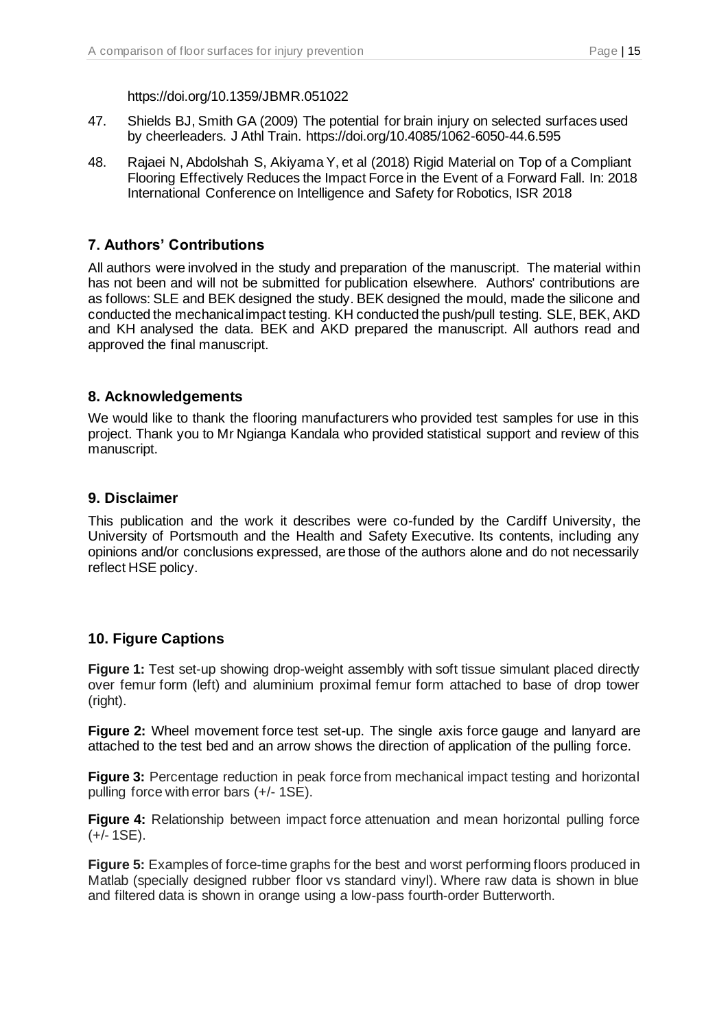https://doi.org/10.1359/JBMR.051022

47. Shields BJ, Smith GA (2009) The potential for brain injury on selected surfaces used by cheerleaders. J Athl Train. https://doi.org/10.4085/1062-6050-44.6.595
48. Rajaei N, Abdolshah S, Akiyama Y, et al (2018) Rigid Material on Top of a Compliant Flooring Effectively Reduces the Impact Force in the Event of a Forward Fall. In: 2018 International Conference on Intelligence and Safety for Robotics, ISR 2018

## 7. Authors' Contributions

All authors were involved in the study and preparation of the manuscript. The material within has not been and will not be submitted for publication elsewhere. Authors' contributions are as follows: SLE and BEK designed the study. BEK designed the mould, made the silicone and conducted the mechanical impact testing. KH conducted the push/pull testing. SLE, BEK, AKD and KH analysed the data. BEK and AKD prepared the manuscript. All authors read and approved the final manuscript.

## 8. Acknowledgements

We would like to thank the flooring manufacturers who provided test samples for use in this project. Thank you to Mr Ngianga Kandala who provided statistical support and review of this manuscript.

## 9. Disclaimer

This publication and the work it describes were co-funded by the Cardiff University, the University of Portsmouth and the Health and Safety Executive. Its contents, including any opinions and/or conclusions expressed, are those of the authors alone and do not necessarily reflect HSE policy.

## 10. Figure Captions

**Figure 1:** Test set-up showing drop-weight assembly with soft tissue simulant placed directly over femur form (left) and aluminium proximal femur form attached to base of drop tower (right).

**Figure 2:** Wheel movement force test set-up. The single axis force gauge and lanyard are attached to the test bed and an arrow shows the direction of application of the pulling force.

**Figure 3:** Percentage reduction in peak force from mechanical impact testing and horizontal pulling force with error bars (+/- 1SE).

**Figure 4:** Relationship between impact force attenuation and mean horizontal pulling force (+/- 1SE).

**Figure 5:** Examples of force-time graphs for the best and worst performing floors produced in Matlab (specially designed rubber floor vs standard vinyl). Where raw data is shown in blue and filtered data is shown in orange using a low-pass fourth-order Butterworth.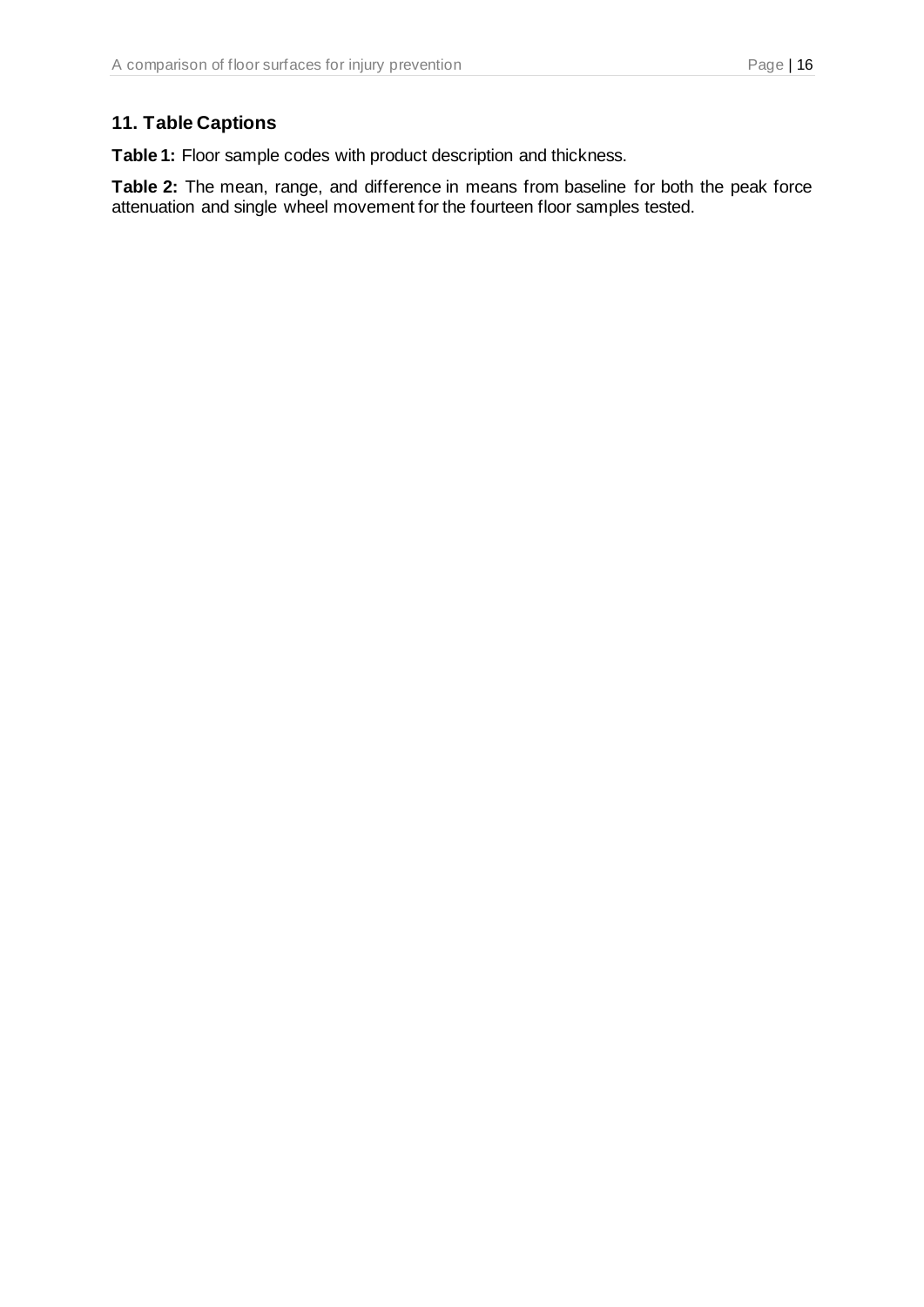## 11. Table Captions

**Table 1:** Floor sample codes with product description and thickness.

**Table 2:** The mean, range, and difference in means from baseline for both the peak force attenuation and single wheel movement for the fourteen floor samples tested.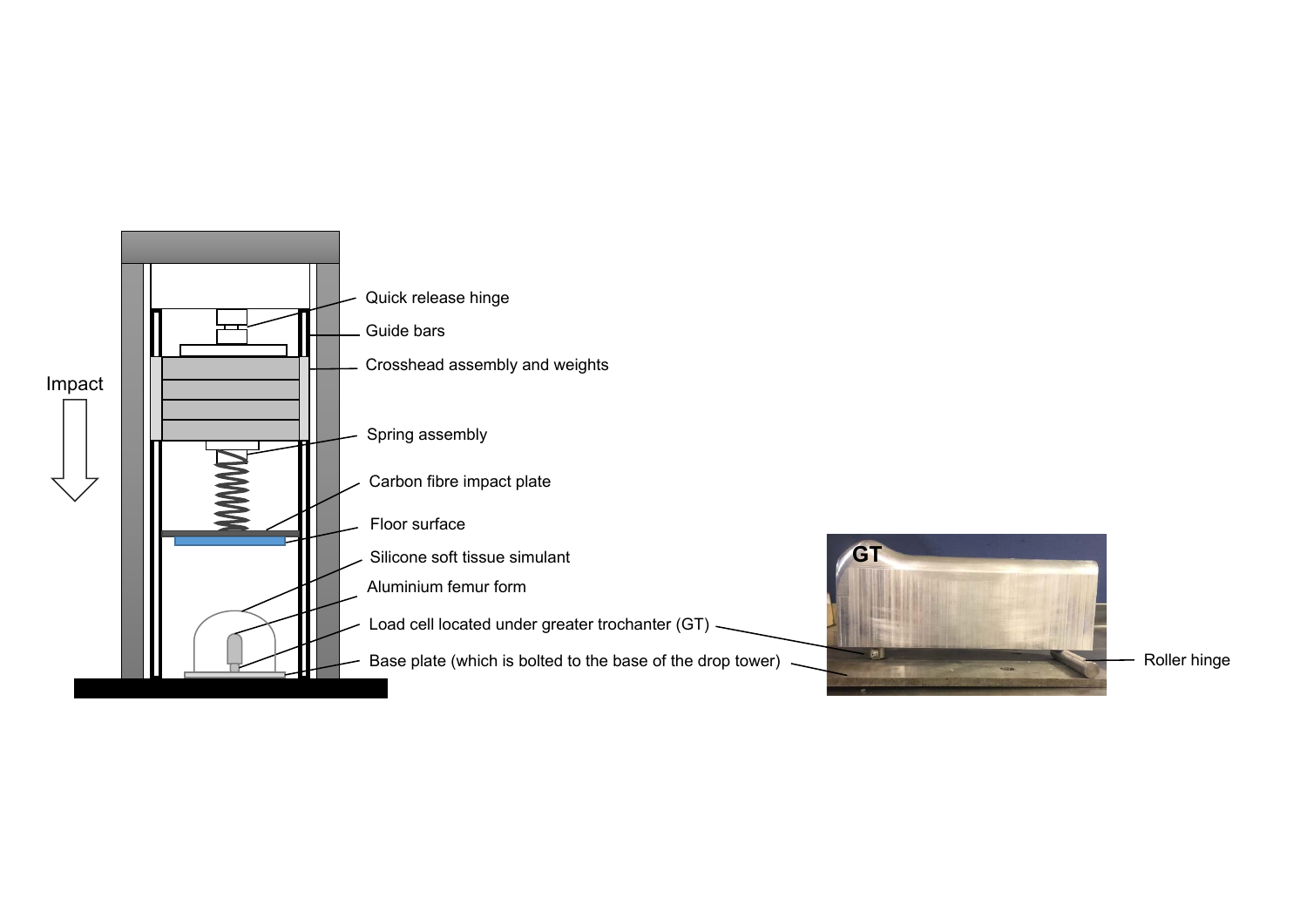Impact

Quick release hinge

Guide bars

Crosshead assembly and weights

Spring assembly

Carbon fibre impact plate

Floor surface

Silicone soft tissue simulant

Aluminium femur form

Load cell located under greater trochanter (GT)

Base plate (which is bolted to the base of the drop tower)

GT

Roller hinge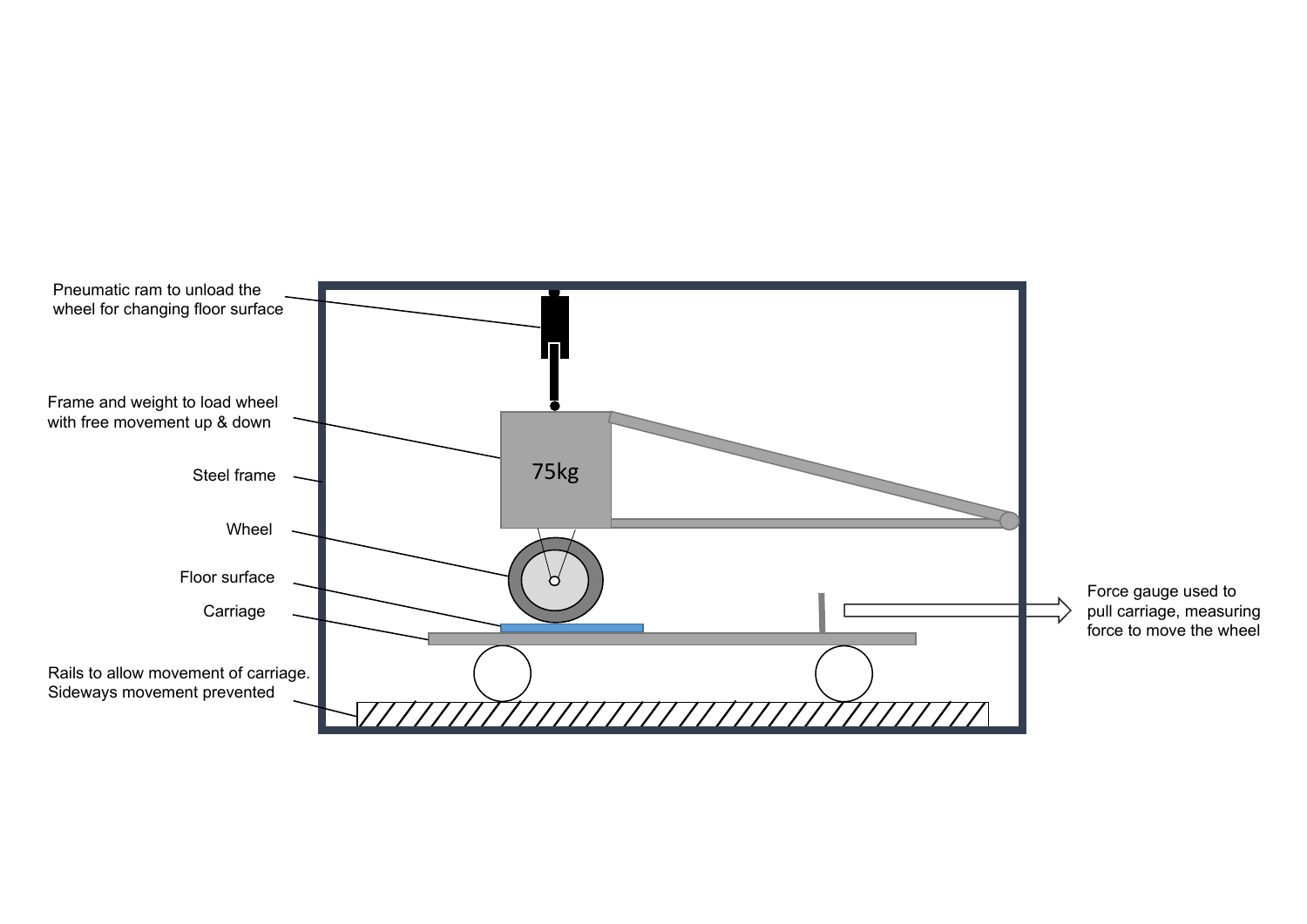Pneumatic ram to unload the wheel for changing floor surface

Frame and weight to load wheel with free movement up & down

75kg

Steel frame

Wheel

Floor surface

Carriage

Rails to allow movement of carriage. Sideways movement prevented

Force gauge used to pull carriage, measuring force to move the wheel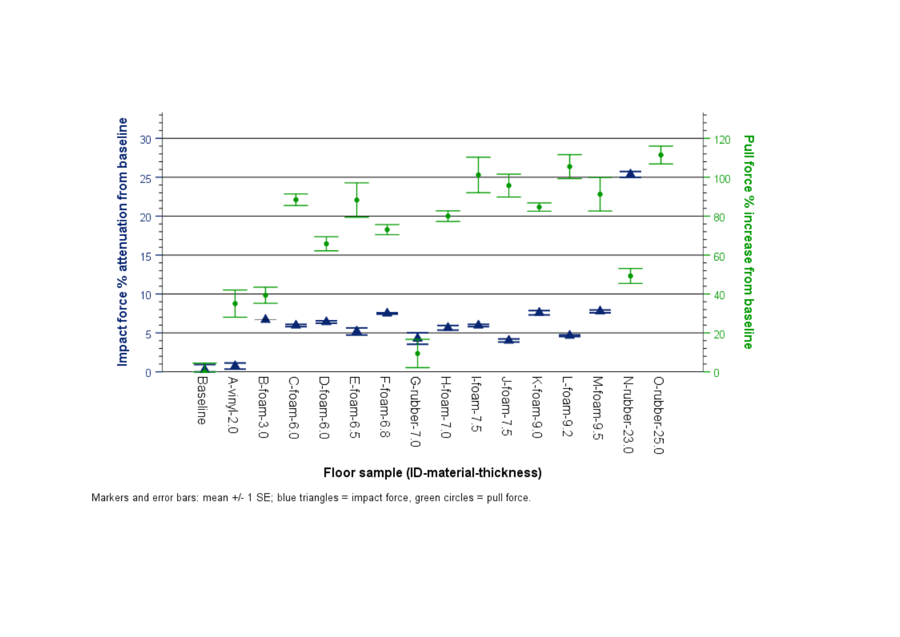Markers and error bars: mean +/- 1 SE; blue triangles = impact force, green circles = pull force.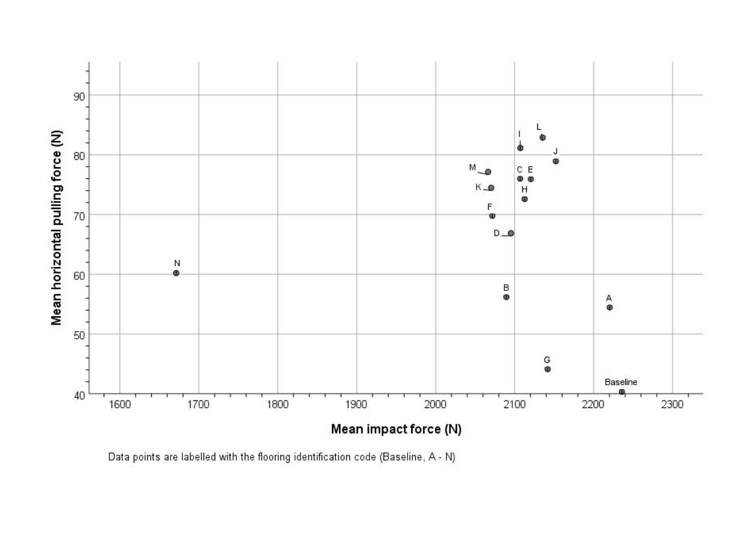Data points are labelled with the flooring identification code (Baseline, A - N)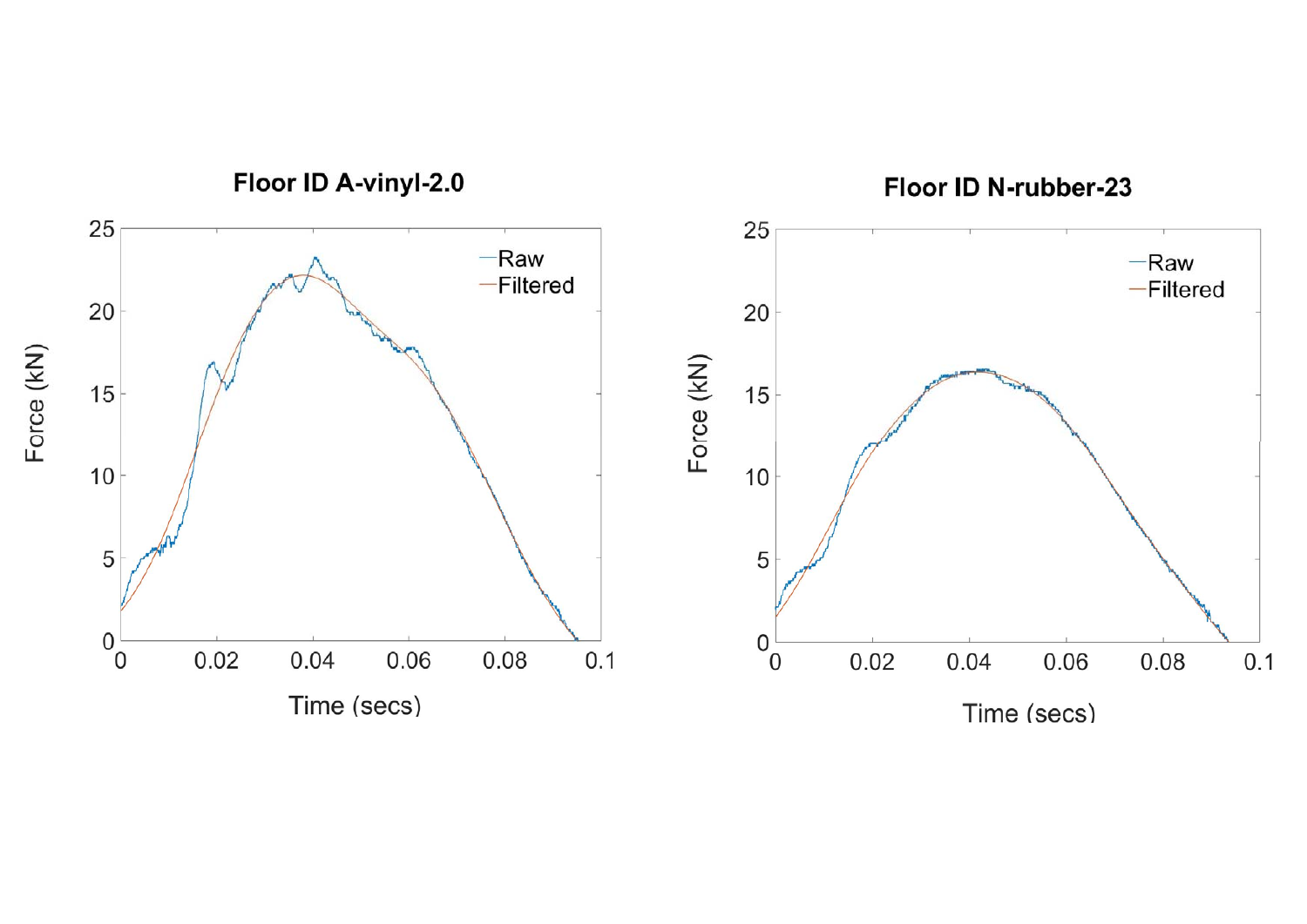**Floor ID A-vinyl-2.0**

**Floor ID N-rubber-23**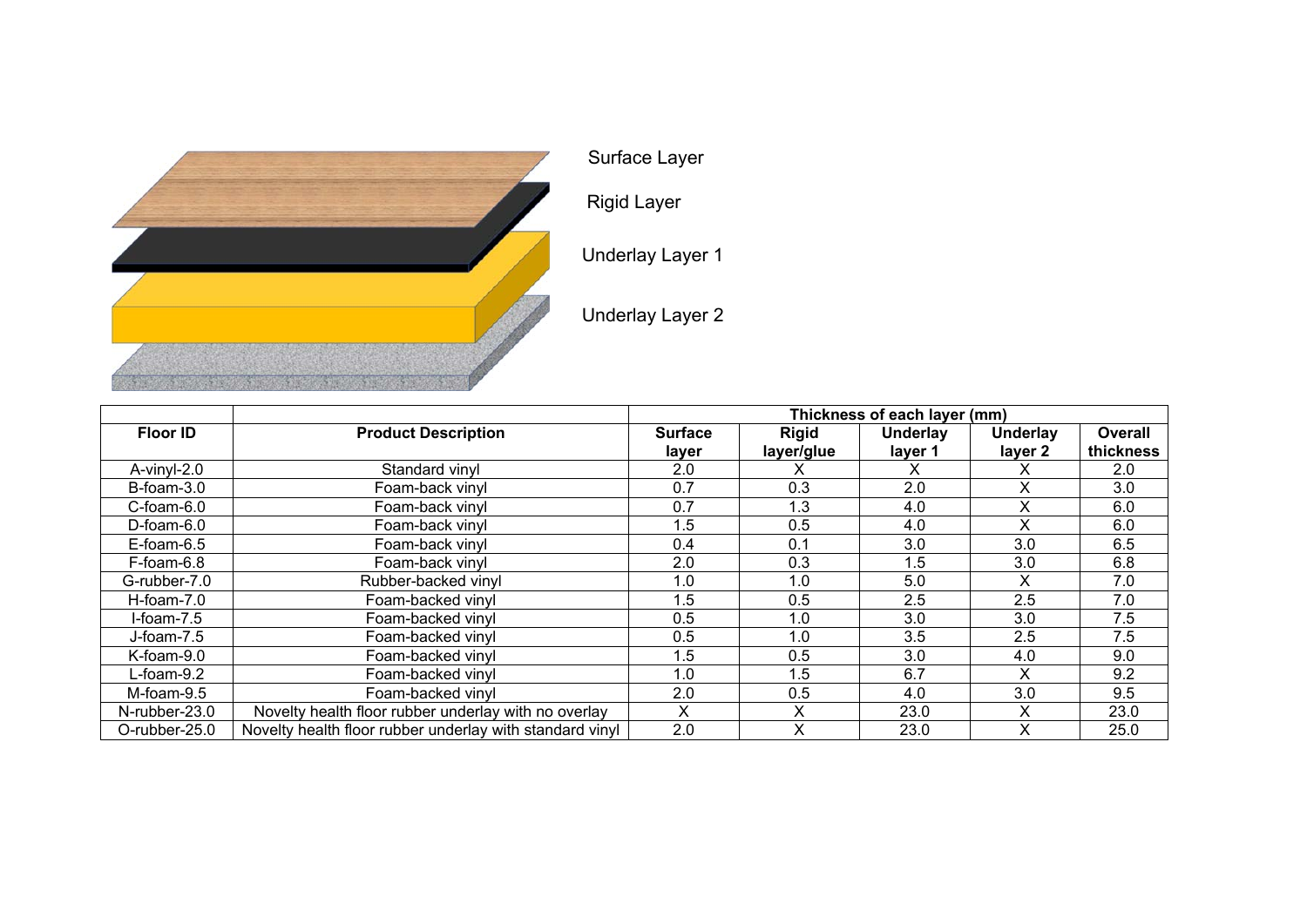Surface Layer

Rigid Layer

Underlay Layer 1

Underlay Layer 2

| Floor ID | Product Description | Thickness of each layer (mm) | | | | |
|---|---|---|---|---|---|---|
| | | Surface layer | Rigid layer/glue | Underlay layer 1 | Underlay layer 2 | Overall thickness |
| A-vinyl-2.0 | Standard vinyl | 2.0 | X | X | X | 2.0 |
| B-foam-3.0 | Foam-back vinyl | 0.7 | 0.3 | 2.0 | X | 3.0 |
| C-foam-6.0 | Foam-back vinyl | 0.7 | 1.3 | 4.0 | X | 6.0 |
| D-foam-6.0 | Foam-back vinyl | 1.5 | 0.5 | 4.0 | X | 6.0 |
| E-foam-6.5 | Foam-back vinyl | 0.4 | 0.1 | 3.0 | 3.0 | 6.5 |
| F-foam-6.8 | Foam-back vinyl | 2.0 | 0.3 | 1.5 | 3.0 | 6.8 |
| G-rubber-7.0 | Rubber-backed vinyl | 1.0 | 1.0 | 5.0 | X | 7.0 |
| H-foam-7.0 | Foam-backed vinyl | 1.5 | 0.5 | 2.5 | 2.5 | 7.0 |
| I-foam-7.5 | Foam-backed vinyl | 0.5 | 1.0 | 3.0 | 3.0 | 7.5 |
| J-foam-7.5 | Foam-backed vinyl | 0.5 | 1.0 | 3.5 | 2.5 | 7.5 |
| K-foam-9.0 | Foam-backed vinyl | 1.5 | 0.5 | 3.0 | 4.0 | 9.0 |
| L-foam-9.2 | Foam-backed vinyl | 1.0 | 1.5 | 6.7 | X | 9.2 |
| M-foam-9.5 | Foam-backed vinyl | 2.0 | 0.5 | 4.0 | 3.0 | 9.5 |
| N-rubber-23.0 | Novelty health floor rubber underlay with no overlay | X | X | 23.0 | X | 23.0 |
| O-rubber-25.0 | Novelty health floor rubber underlay with standard vinyl | 2.0 | X | 23.0 | X | 25.0 |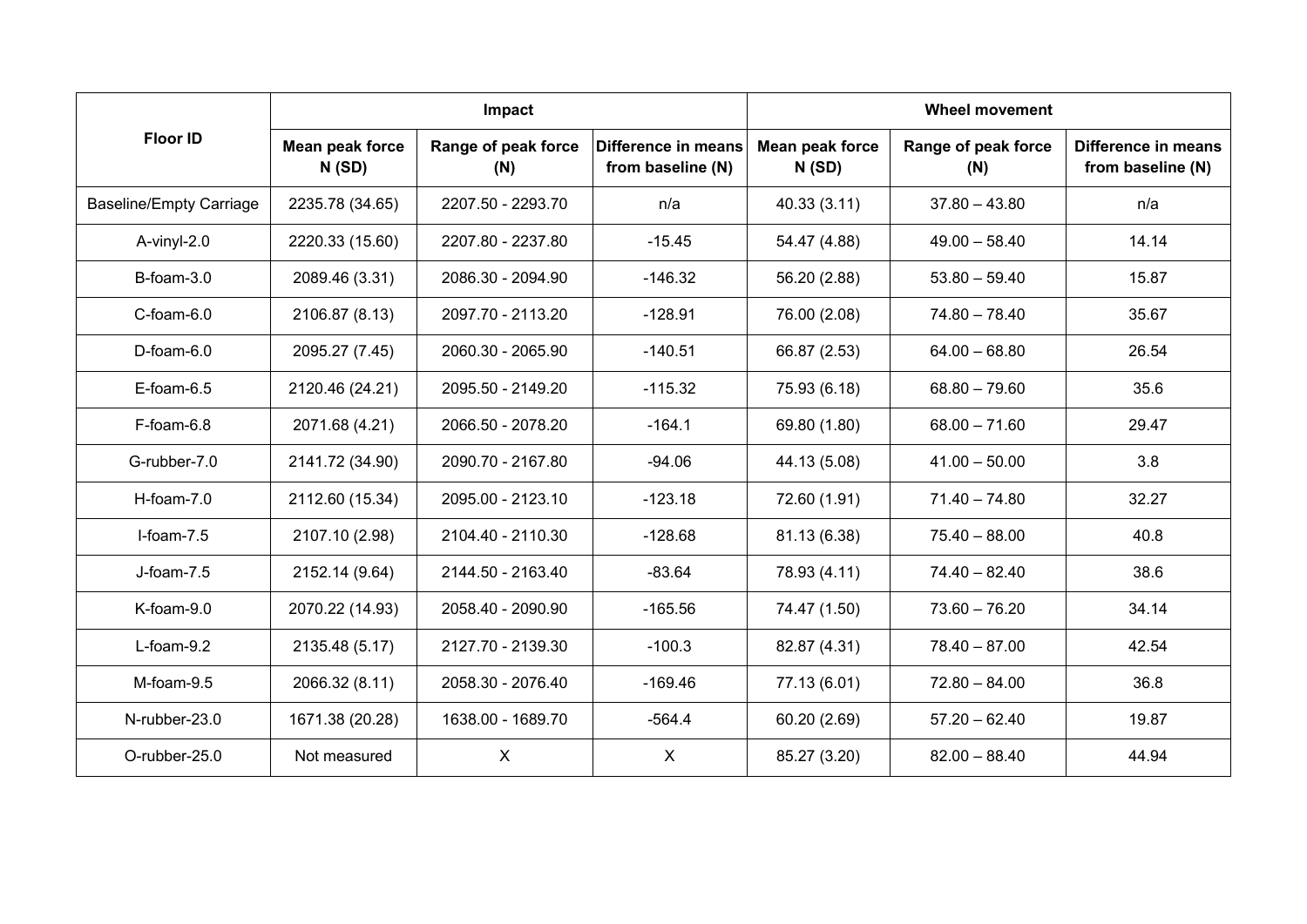| Floor ID | Impact | | | Wheel movement | | |
|---|---|---|---|---|---|---|
| | Mean peak force N (SD) | Range of peak force (N) | Difference in means from baseline (N) | Mean peak force N (SD) | Range of peak force (N) | Difference in means from baseline (N) |
| Baseline/Empty Carriage | 2235.78 (34.65) | 2207.50 - 2293.70 | n/a | 40.33 (3.11) | 37.80 – 43.80 | n/a |
| A-vinyl-2.0 | 2220.33 (15.60) | 2207.80 - 2237.80 | -15.45 | 54.47 (4.88) | 49.00 – 58.40 | 14.14 |
| B-foam-3.0 | 2089.46 (3.31) | 2086.30 - 2094.90 | -146.32 | 56.20 (2.88) | 53.80 – 59.40 | 15.87 |
| C-foam-6.0 | 2106.87 (8.13) | 2097.70 - 2113.20 | -128.91 | 76.00 (2.08) | 74.80 – 78.40 | 35.67 |
| D-foam-6.0 | 2095.27 (7.45) | 2060.30 - 2065.90 | -140.51 | 66.87 (2.53) | 64.00 – 68.80 | 26.54 |
| E-foam-6.5 | 2120.46 (24.21) | 2095.50 - 2149.20 | -115.32 | 75.93 (6.18) | 68.80 – 79.60 | 35.6 |
| F-foam-6.8 | 2071.68 (4.21) | 2066.50 - 2078.20 | -164.1 | 69.80 (1.80) | 68.00 – 71.60 | 29.47 |
| G-rubber-7.0 | 2141.72 (34.90) | 2090.70 - 2167.80 | -94.06 | 44.13 (5.08) | 41.00 – 50.00 | 3.8 |
| H-foam-7.0 | 2112.60 (15.34) | 2095.00 - 2123.10 | -123.18 | 72.60 (1.91) | 71.40 – 74.80 | 32.27 |
| I-foam-7.5 | 2107.10 (2.98) | 2104.40 - 2110.30 | -128.68 | 81.13 (6.38) | 75.40 – 88.00 | 40.8 |
| J-foam-7.5 | 2152.14 (9.64) | 2144.50 - 2163.40 | -83.64 | 78.93 (4.11) | 74.40 – 82.40 | 38.6 |
| K-foam-9.0 | 2070.22 (14.93) | 2058.40 - 2090.90 | -165.56 | 74.47 (1.50) | 73.60 – 76.20 | 34.14 |
| L-foam-9.2 | 2135.48 (5.17) | 2127.70 - 2139.30 | -100.3 | 82.87 (4.31) | 78.40 – 87.00 | 42.54 |
| M-foam-9.5 | 2066.32 (8.11) | 2058.30 - 2076.40 | -169.46 | 77.13 (6.01) | 72.80 – 84.00 | 36.8 |
| N-rubber-23.0 | 1671.38 (20.28) | 1638.00 - 1689.70 | -564.4 | 60.20 (2.69) | 57.20 – 62.40 | 19.87 |
| O-rubber-25.0 | Not measured | X | X | 85.27 (3.20) | 82.00 – 88.40 | 44.94 |